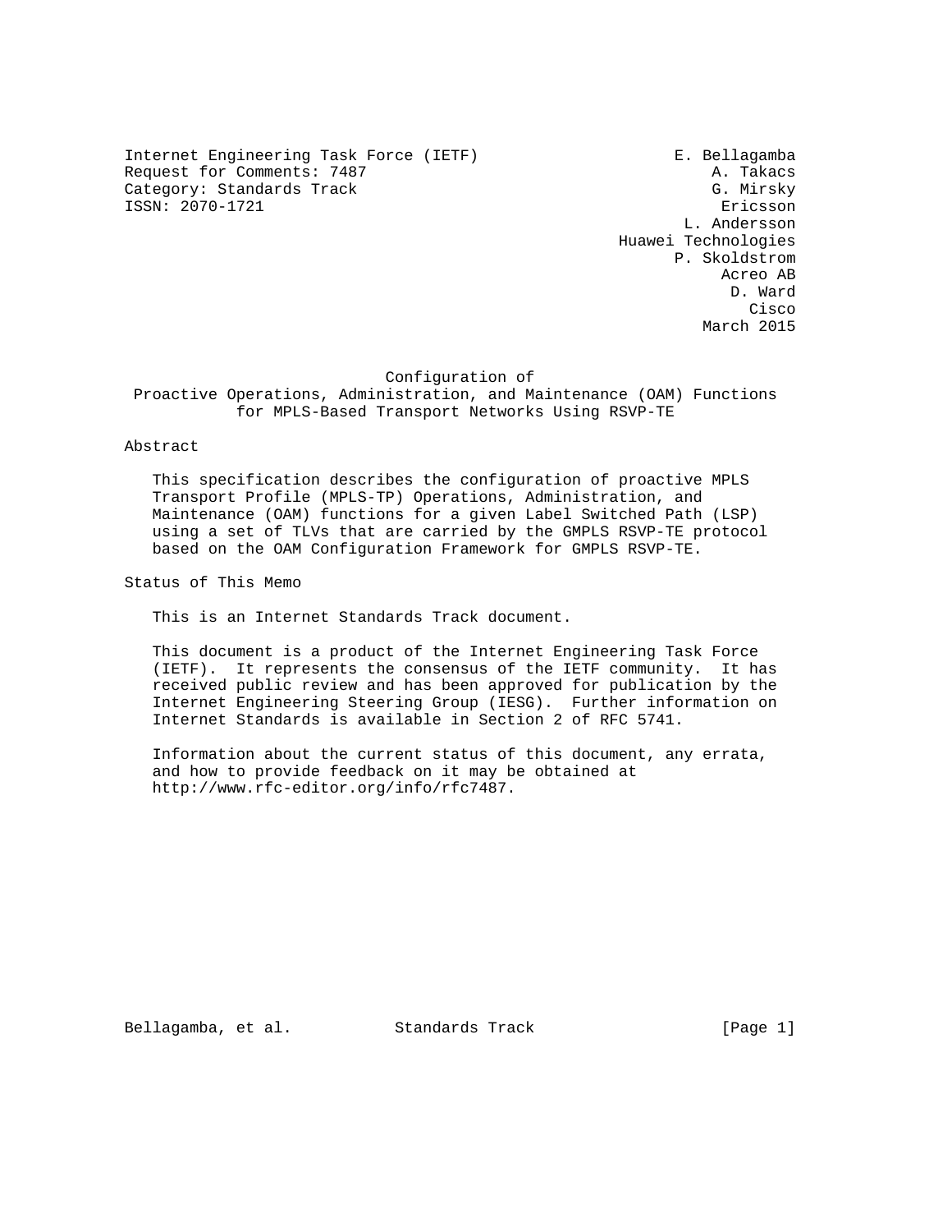Internet Engineering Task Force (IETF) — E. Bellagamba
Request for Comments: 7487 — A. Takacs
Category: Standards Track — G. Mirsky
ISSN: 2070-1721 — Ericsson

L. Andersson, Huawei Technologies
P. Skoldstrom, Acreo AB
D. Ward, Cisco
March 2015

# Configuration of Proactive Operations, Administration, and Maintenance (OAM) Functions for MPLS-Based Transport Networks Using RSVP-TE

## Abstract

This specification describes the configuration of proactive MPLS Transport Profile (MPLS-TP) Operations, Administration, and Maintenance (OAM) functions for a given Label Switched Path (LSP) using a set of TLVs that are carried by the GMPLS RSVP-TE protocol based on the OAM Configuration Framework for GMPLS RSVP-TE.

## Status of This Memo

This is an Internet Standards Track document.

This document is a product of the Internet Engineering Task Force (IETF). It represents the consensus of the IETF community. It has received public review and has been approved for publication by the Internet Engineering Steering Group (IESG). Further information on Internet Standards is available in Section 2 of RFC 5741.

Information about the current status of this document, any errata, and how to provide feedback on it may be obtained at http://www.rfc-editor.org/info/rfc7487.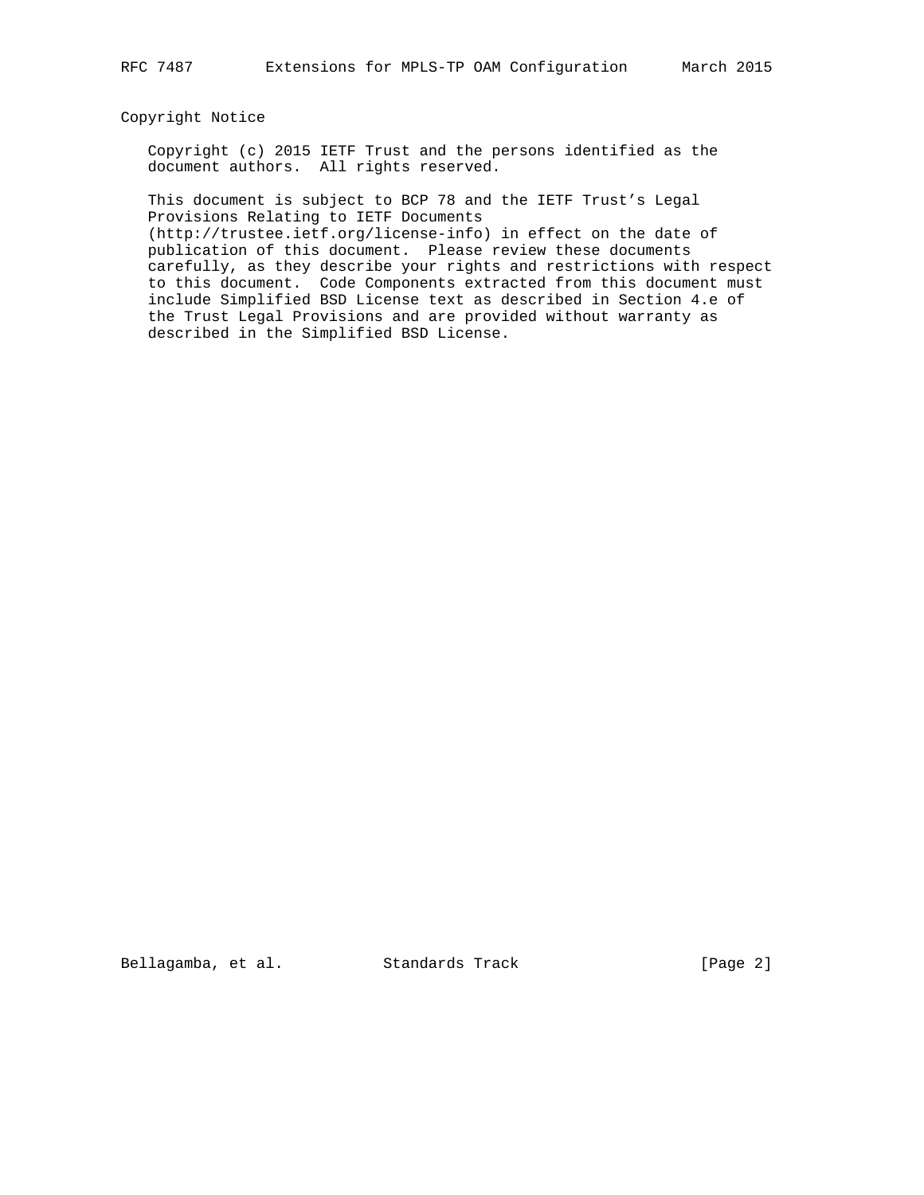## Copyright Notice

Copyright (c) 2015 IETF Trust and the persons identified as the document authors. All rights reserved.

This document is subject to BCP 78 and the IETF Trust's Legal Provisions Relating to IETF Documents (http://trustee.ietf.org/license-info) in effect on the date of publication of this document. Please review these documents carefully, as they describe your rights and restrictions with respect to this document. Code Components extracted from this document must include Simplified BSD License text as described in Section 4.e of the Trust Legal Provisions and are provided without warranty as described in the Simplified BSD License.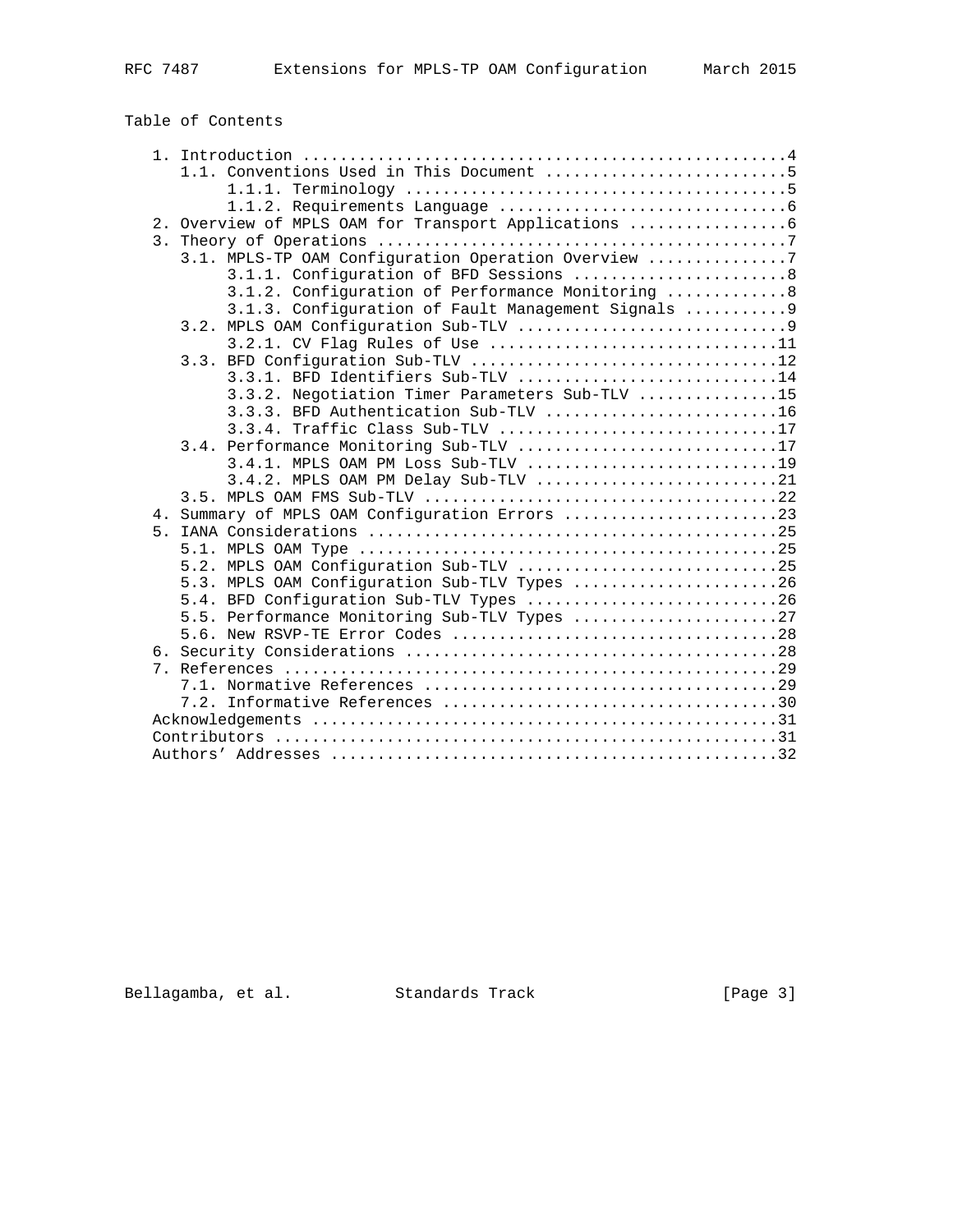Table of Contents

```
   1. Introduction ....................................................4
      1.1. Conventions Used in This Document ..........................5
           1.1.1. Terminology .........................................5
           1.1.2. Requirements Language ...............................6
   2. Overview of MPLS OAM for Transport Applications .................6
   3. Theory of Operations ............................................7
      3.1. MPLS-TP OAM Configuration Operation Overview ...............7
           3.1.1. Configuration of BFD Sessions .......................8
           3.1.2. Configuration of Performance Monitoring .............8
           3.1.3. Configuration of Fault Management Signals ...........9
      3.2. MPLS OAM Configuration Sub-TLV .............................9
           3.2.1. CV Flag Rules of Use ...............................11
      3.3. BFD Configuration Sub-TLV .................................12
           3.3.1. BFD Identifiers Sub-TLV ............................14
           3.3.2. Negotiation Timer Parameters Sub-TLV ...............15
           3.3.3. BFD Authentication Sub-TLV .........................16
           3.3.4. Traffic Class Sub-TLV ..............................17
      3.4. Performance Monitoring Sub-TLV ............................17
           3.4.1. MPLS OAM PM Loss Sub-TLV ...........................19
           3.4.2. MPLS OAM PM Delay Sub-TLV ..........................21
      3.5. MPLS OAM FMS Sub-TLV ......................................22
   4. Summary of MPLS OAM Configuration Errors .......................23
   5. IANA Considerations ............................................25
      5.1. MPLS OAM Type .............................................25
      5.2. MPLS OAM Configuration Sub-TLV ............................25
      5.3. MPLS OAM Configuration Sub-TLV Types ......................26
      5.4. BFD Configuration Sub-TLV Types ...........................26
      5.5. Performance Monitoring Sub-TLV Types ......................27
      5.6. New RSVP-TE Error Codes ...................................28
   6. Security Considerations ........................................28
   7. References .....................................................29
      7.1. Normative References ......................................29
      7.2. Informative References ....................................30
   Acknowledgements ..................................................31
   Contributors ......................................................31
   Authors' Addresses ................................................32
```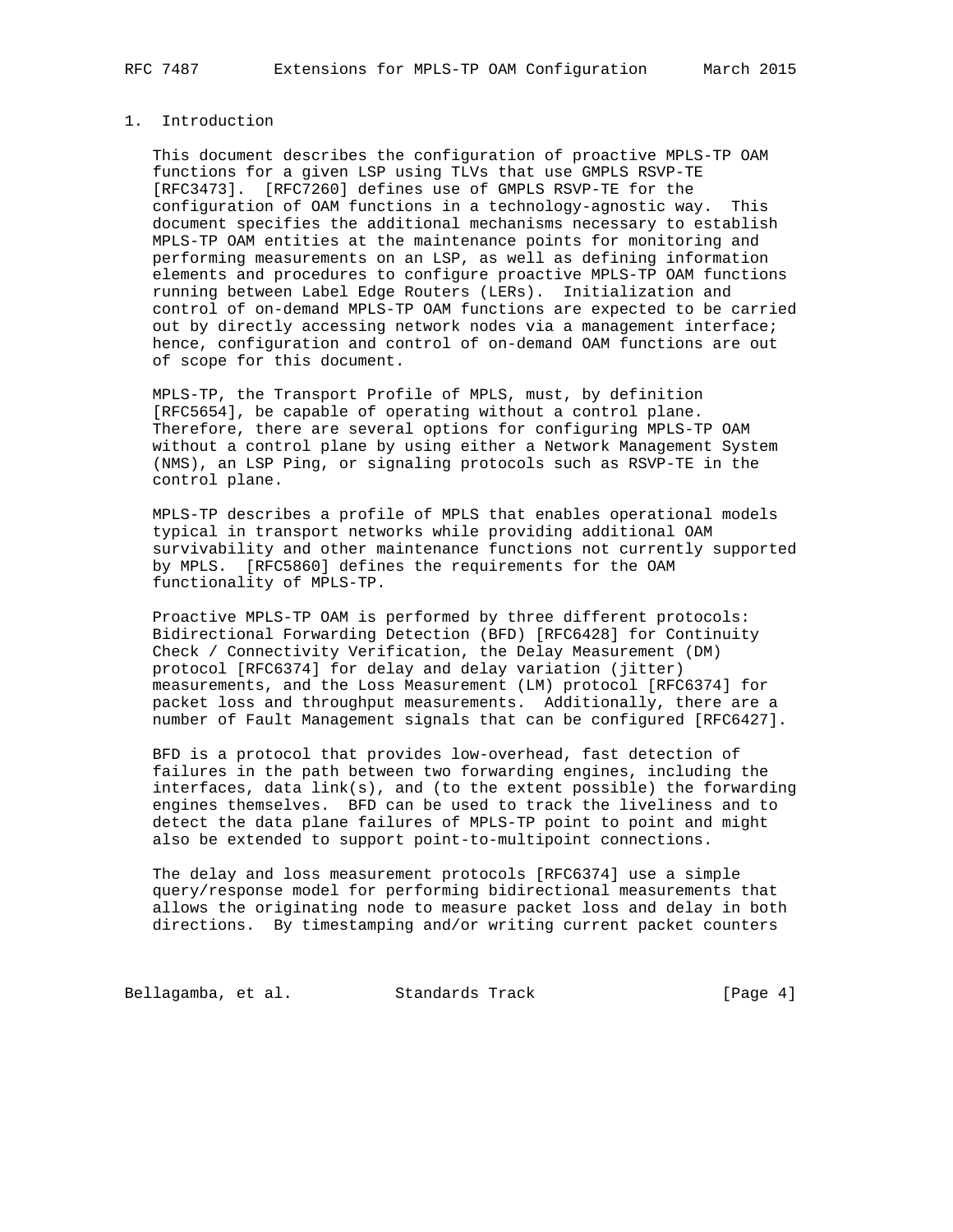# 1. Introduction

This document describes the configuration of proactive MPLS-TP OAM functions for a given LSP using TLVs that use GMPLS RSVP-TE [RFC3473]. [RFC7260] defines use of GMPLS RSVP-TE for the configuration of OAM functions in a technology-agnostic way. This document specifies the additional mechanisms necessary to establish MPLS-TP OAM entities at the maintenance points for monitoring and performing measurements on an LSP, as well as defining information elements and procedures to configure proactive MPLS-TP OAM functions running between Label Edge Routers (LERs). Initialization and control of on-demand MPLS-TP OAM functions are expected to be carried out by directly accessing network nodes via a management interface; hence, configuration and control of on-demand OAM functions are out of scope for this document.

MPLS-TP, the Transport Profile of MPLS, must, by definition [RFC5654], be capable of operating without a control plane. Therefore, there are several options for configuring MPLS-TP OAM without a control plane by using either a Network Management System (NMS), an LSP Ping, or signaling protocols such as RSVP-TE in the control plane.

MPLS-TP describes a profile of MPLS that enables operational models typical in transport networks while providing additional OAM survivability and other maintenance functions not currently supported by MPLS. [RFC5860] defines the requirements for the OAM functionality of MPLS-TP.

Proactive MPLS-TP OAM is performed by three different protocols: Bidirectional Forwarding Detection (BFD) [RFC6428] for Continuity Check / Connectivity Verification, the Delay Measurement (DM) protocol [RFC6374] for delay and delay variation (jitter) measurements, and the Loss Measurement (LM) protocol [RFC6374] for packet loss and throughput measurements. Additionally, there are a number of Fault Management signals that can be configured [RFC6427].

BFD is a protocol that provides low-overhead, fast detection of failures in the path between two forwarding engines, including the interfaces, data link(s), and (to the extent possible) the forwarding engines themselves. BFD can be used to track the liveliness and to detect the data plane failures of MPLS-TP point to point and might also be extended to support point-to-multipoint connections.

The delay and loss measurement protocols [RFC6374] use a simple query/response model for performing bidirectional measurements that allows the originating node to measure packet loss and delay in both directions. By timestamping and/or writing current packet counters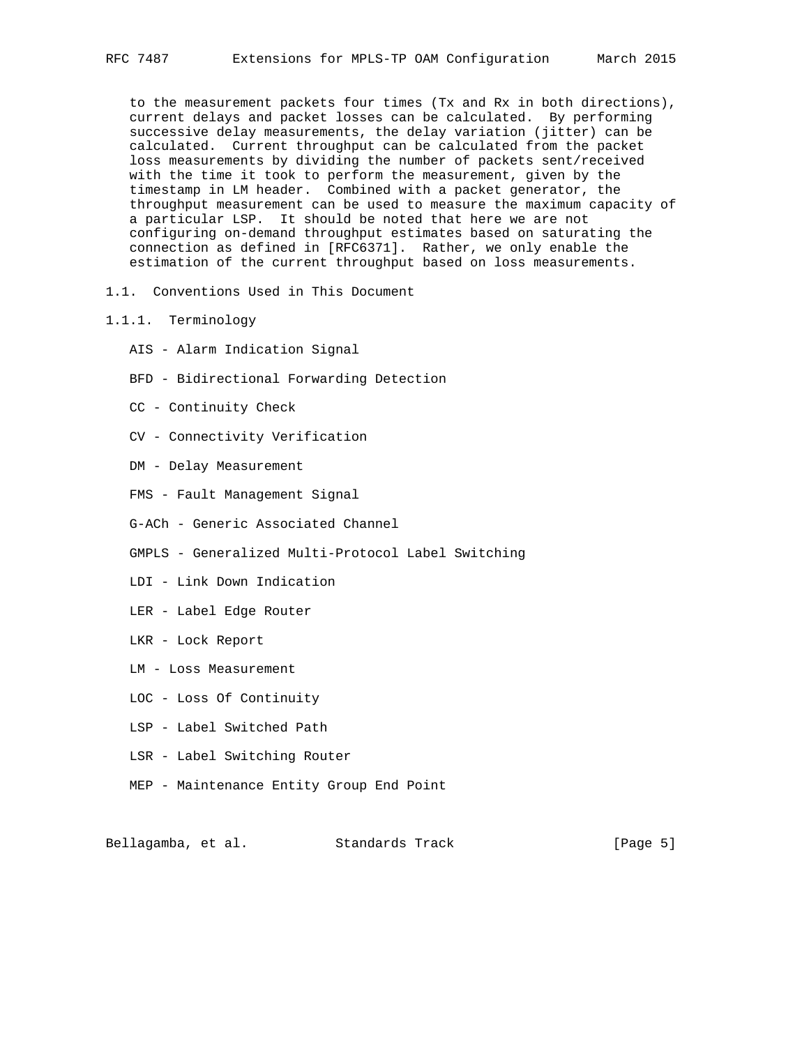to the measurement packets four times (Tx and Rx in both directions), current delays and packet losses can be calculated. By performing successive delay measurements, the delay variation (jitter) can be calculated. Current throughput can be calculated from the packet loss measurements by dividing the number of packets sent/received with the time it took to perform the measurement, given by the timestamp in LM header. Combined with a packet generator, the throughput measurement can be used to measure the maximum capacity of a particular LSP. It should be noted that here we are not configuring on-demand throughput estimates based on saturating the connection as defined in [RFC6371]. Rather, we only enable the estimation of the current throughput based on loss measurements.

## 1.1. Conventions Used in This Document

### 1.1.1. Terminology

AIS - Alarm Indication Signal

BFD - Bidirectional Forwarding Detection

CC - Continuity Check

CV - Connectivity Verification

DM - Delay Measurement

FMS - Fault Management Signal

G-ACh - Generic Associated Channel

GMPLS - Generalized Multi-Protocol Label Switching

LDI - Link Down Indication

LER - Label Edge Router

LKR - Lock Report

LM - Loss Measurement

LOC - Loss Of Continuity

LSP - Label Switched Path

LSR - Label Switching Router

MEP - Maintenance Entity Group End Point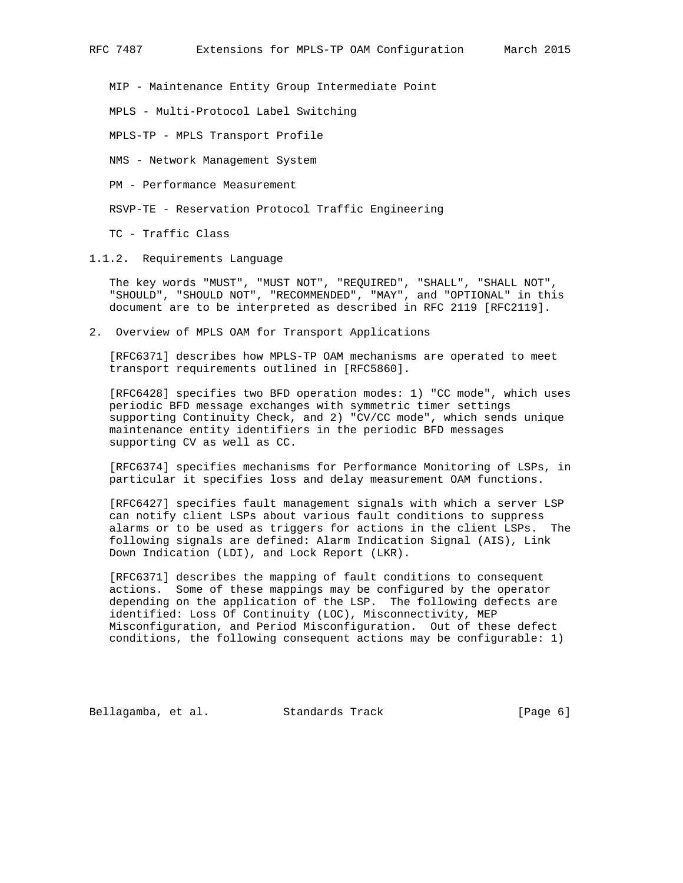MIP - Maintenance Entity Group Intermediate Point

MPLS - Multi-Protocol Label Switching

MPLS-TP - MPLS Transport Profile

NMS - Network Management System

PM - Performance Measurement

RSVP-TE - Reservation Protocol Traffic Engineering

TC - Traffic Class

### 1.1.2. Requirements Language

The key words "MUST", "MUST NOT", "REQUIRED", "SHALL", "SHALL NOT", "SHOULD", "SHOULD NOT", "RECOMMENDED", "MAY", and "OPTIONAL" in this document are to be interpreted as described in RFC 2119 [RFC2119].

## 2. Overview of MPLS OAM for Transport Applications

[RFC6371] describes how MPLS-TP OAM mechanisms are operated to meet transport requirements outlined in [RFC5860].

[RFC6428] specifies two BFD operation modes: 1) "CC mode", which uses periodic BFD message exchanges with symmetric timer settings supporting Continuity Check, and 2) "CV/CC mode", which sends unique maintenance entity identifiers in the periodic BFD messages supporting CV as well as CC.

[RFC6374] specifies mechanisms for Performance Monitoring of LSPs, in particular it specifies loss and delay measurement OAM functions.

[RFC6427] specifies fault management signals with which a server LSP can notify client LSPs about various fault conditions to suppress alarms or to be used as triggers for actions in the client LSPs. The following signals are defined: Alarm Indication Signal (AIS), Link Down Indication (LDI), and Lock Report (LKR).

[RFC6371] describes the mapping of fault conditions to consequent actions. Some of these mappings may be configured by the operator depending on the application of the LSP. The following defects are identified: Loss Of Continuity (LOC), Misconnectivity, MEP Misconfiguration, and Period Misconfiguration. Out of these defect conditions, the following consequent actions may be configurable: 1)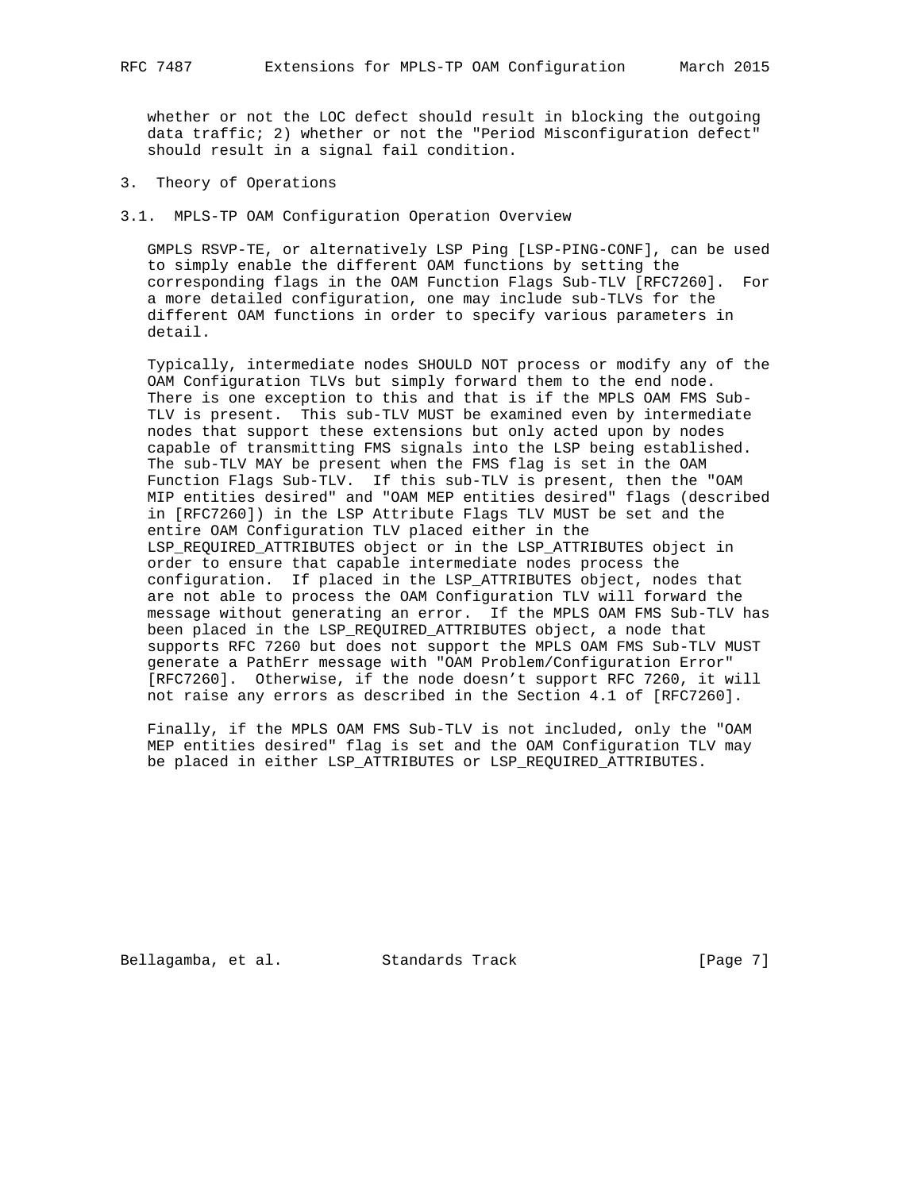whether or not the LOC defect should result in blocking the outgoing data traffic; 2) whether or not the "Period Misconfiguration defect" should result in a signal fail condition.

## 3. Theory of Operations

### 3.1. MPLS-TP OAM Configuration Operation Overview

GMPLS RSVP-TE, or alternatively LSP Ping [LSP-PING-CONF], can be used to simply enable the different OAM functions by setting the corresponding flags in the OAM Function Flags Sub-TLV [RFC7260]. For a more detailed configuration, one may include sub-TLVs for the different OAM functions in order to specify various parameters in detail.

Typically, intermediate nodes SHOULD NOT process or modify any of the OAM Configuration TLVs but simply forward them to the end node. There is one exception to this and that is if the MPLS OAM FMS Sub-TLV is present. This sub-TLV MUST be examined even by intermediate nodes that support these extensions but only acted upon by nodes capable of transmitting FMS signals into the LSP being established. The sub-TLV MAY be present when the FMS flag is set in the OAM Function Flags Sub-TLV. If this sub-TLV is present, then the "OAM MIP entities desired" and "OAM MEP entities desired" flags (described in [RFC7260]) in the LSP Attribute Flags TLV MUST be set and the entire OAM Configuration TLV placed either in the LSP_REQUIRED_ATTRIBUTES object or in the LSP_ATTRIBUTES object in order to ensure that capable intermediate nodes process the configuration. If placed in the LSP_ATTRIBUTES object, nodes that are not able to process the OAM Configuration TLV will forward the message without generating an error. If the MPLS OAM FMS Sub-TLV has been placed in the LSP_REQUIRED_ATTRIBUTES object, a node that supports RFC 7260 but does not support the MPLS OAM FMS Sub-TLV MUST generate a PathErr message with "OAM Problem/Configuration Error" [RFC7260]. Otherwise, if the node doesn't support RFC 7260, it will not raise any errors as described in the Section 4.1 of [RFC7260].

Finally, if the MPLS OAM FMS Sub-TLV is not included, only the "OAM MEP entities desired" flag is set and the OAM Configuration TLV may be placed in either LSP_ATTRIBUTES or LSP_REQUIRED_ATTRIBUTES.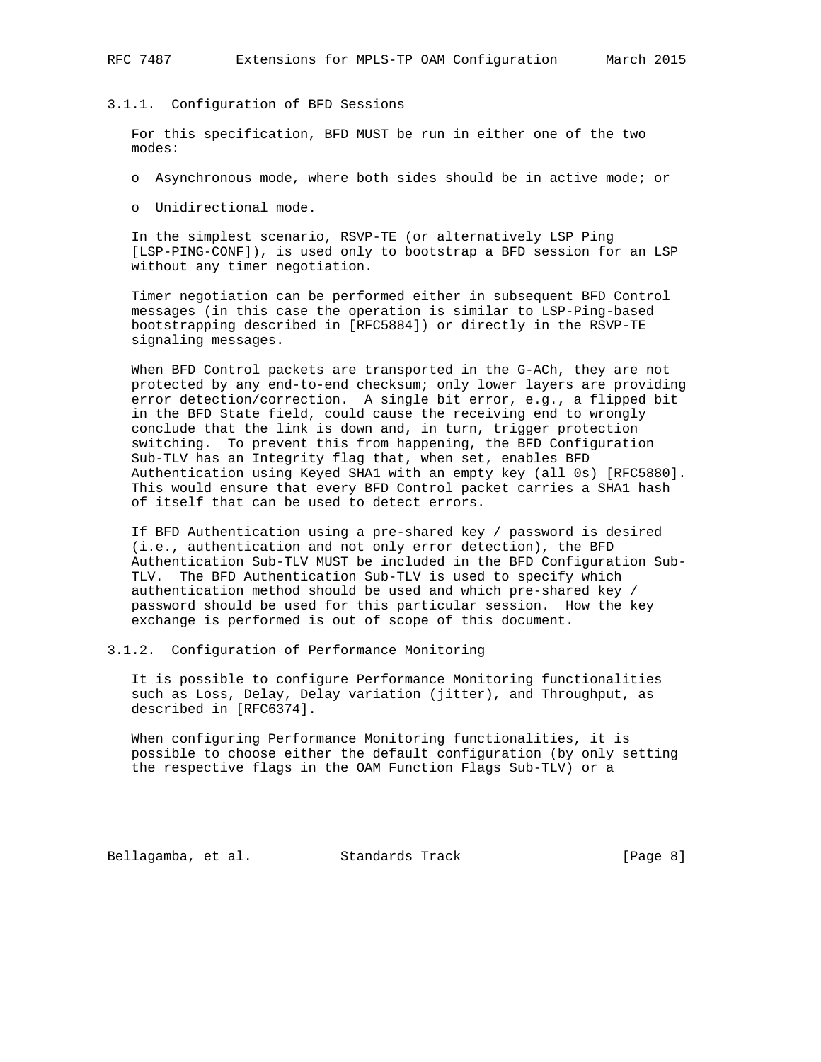### 3.1.1. Configuration of BFD Sessions

For this specification, BFD MUST be run in either one of the two modes:

- Asynchronous mode, where both sides should be in active mode; or
- Unidirectional mode.

In the simplest scenario, RSVP-TE (or alternatively LSP Ping [LSP-PING-CONF]), is used only to bootstrap a BFD session for an LSP without any timer negotiation.

Timer negotiation can be performed either in subsequent BFD Control messages (in this case the operation is similar to LSP-Ping-based bootstrapping described in [RFC5884]) or directly in the RSVP-TE signaling messages.

When BFD Control packets are transported in the G-ACh, they are not protected by any end-to-end checksum; only lower layers are providing error detection/correction. A single bit error, e.g., a flipped bit in the BFD State field, could cause the receiving end to wrongly conclude that the link is down and, in turn, trigger protection switching. To prevent this from happening, the BFD Configuration Sub-TLV has an Integrity flag that, when set, enables BFD Authentication using Keyed SHA1 with an empty key (all 0s) [RFC5880]. This would ensure that every BFD Control packet carries a SHA1 hash of itself that can be used to detect errors.

If BFD Authentication using a pre-shared key / password is desired (i.e., authentication and not only error detection), the BFD Authentication Sub-TLV MUST be included in the BFD Configuration Sub-TLV. The BFD Authentication Sub-TLV is used to specify which authentication method should be used and which pre-shared key / password should be used for this particular session. How the key exchange is performed is out of scope of this document.

### 3.1.2. Configuration of Performance Monitoring

It is possible to configure Performance Monitoring functionalities such as Loss, Delay, Delay variation (jitter), and Throughput, as described in [RFC6374].

When configuring Performance Monitoring functionalities, it is possible to choose either the default configuration (by only setting the respective flags in the OAM Function Flags Sub-TLV) or a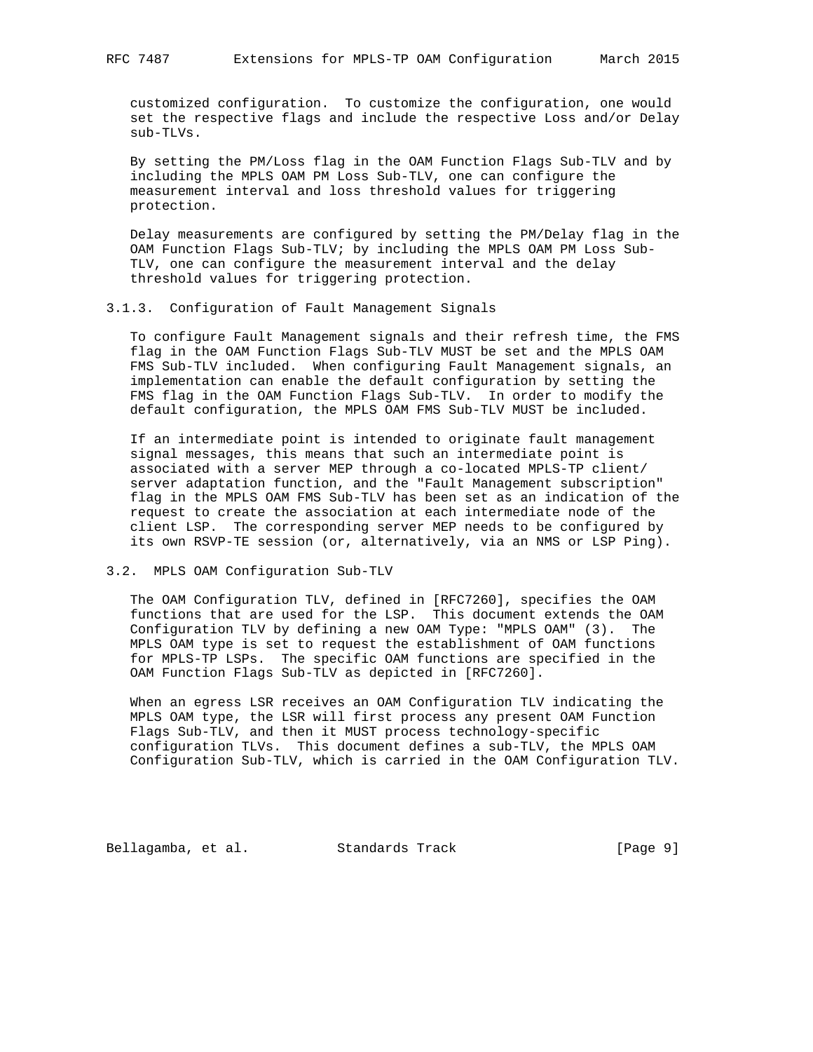customized configuration. To customize the configuration, one would set the respective flags and include the respective Loss and/or Delay sub-TLVs.

By setting the PM/Loss flag in the OAM Function Flags Sub-TLV and by including the MPLS OAM PM Loss Sub-TLV, one can configure the measurement interval and loss threshold values for triggering protection.

Delay measurements are configured by setting the PM/Delay flag in the OAM Function Flags Sub-TLV; by including the MPLS OAM PM Loss Sub-TLV, one can configure the measurement interval and the delay threshold values for triggering protection.

### 3.1.3. Configuration of Fault Management Signals

To configure Fault Management signals and their refresh time, the FMS flag in the OAM Function Flags Sub-TLV MUST be set and the MPLS OAM FMS Sub-TLV included. When configuring Fault Management signals, an implementation can enable the default configuration by setting the FMS flag in the OAM Function Flags Sub-TLV. In order to modify the default configuration, the MPLS OAM FMS Sub-TLV MUST be included.

If an intermediate point is intended to originate fault management signal messages, this means that such an intermediate point is associated with a server MEP through a co-located MPLS-TP client/server adaptation function, and the "Fault Management subscription" flag in the MPLS OAM FMS Sub-TLV has been set as an indication of the request to create the association at each intermediate node of the client LSP. The corresponding server MEP needs to be configured by its own RSVP-TE session (or, alternatively, via an NMS or LSP Ping).

## 3.2. MPLS OAM Configuration Sub-TLV

The OAM Configuration TLV, defined in [RFC7260], specifies the OAM functions that are used for the LSP. This document extends the OAM Configuration TLV by defining a new OAM Type: "MPLS OAM" (3). The MPLS OAM type is set to request the establishment of OAM functions for MPLS-TP LSPs. The specific OAM functions are specified in the OAM Function Flags Sub-TLV as depicted in [RFC7260].

When an egress LSR receives an OAM Configuration TLV indicating the MPLS OAM type, the LSR will first process any present OAM Function Flags Sub-TLV, and then it MUST process technology-specific configuration TLVs. This document defines a sub-TLV, the MPLS OAM Configuration Sub-TLV, which is carried in the OAM Configuration TLV.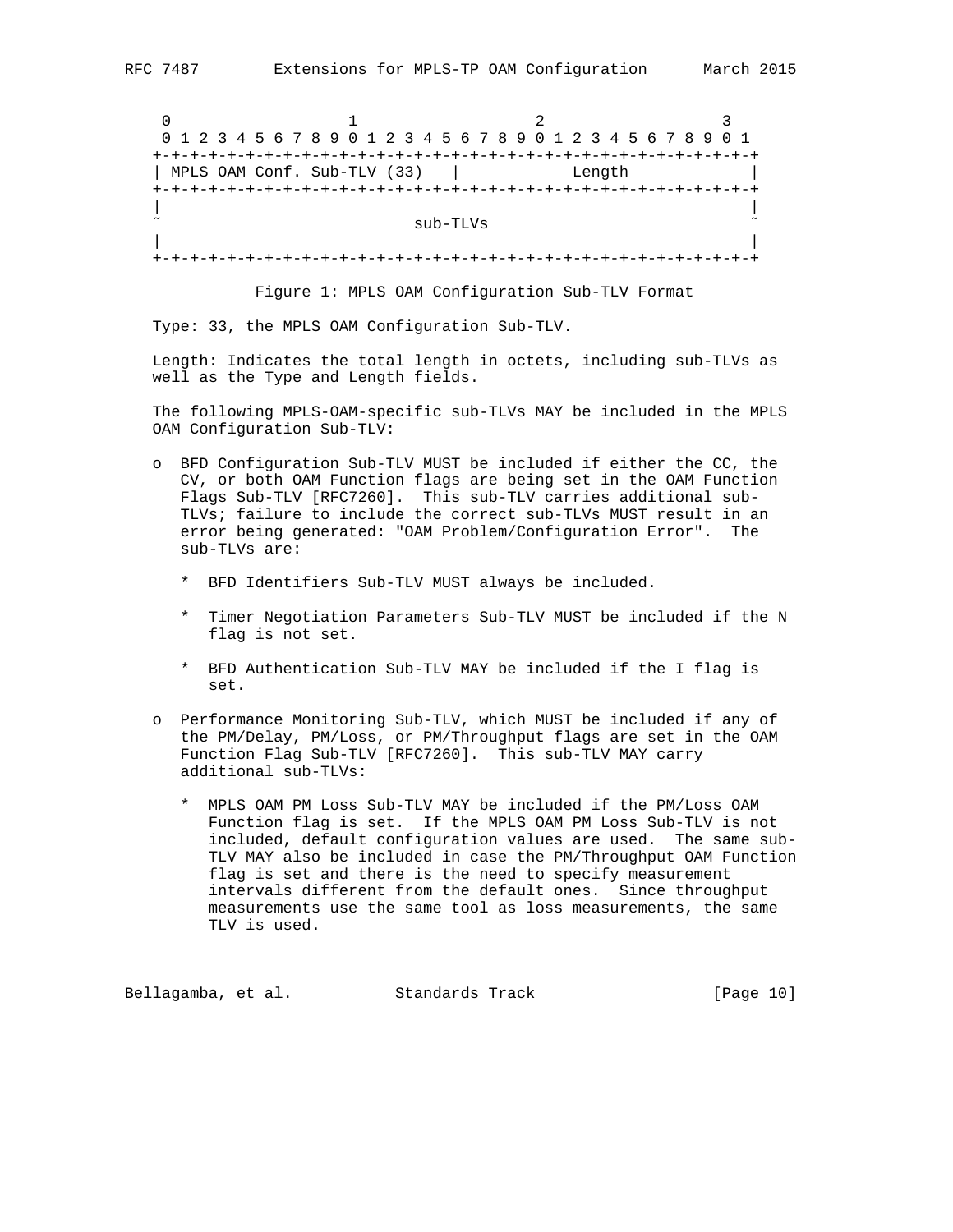```
 0                   1                   2                   3
 0 1 2 3 4 5 6 7 8 9 0 1 2 3 4 5 6 7 8 9 0 1 2 3 4 5 6 7 8 9 0 1
+-+-+-+-+-+-+-+-+-+-+-+-+-+-+-+-+-+-+-+-+-+-+-+-+-+-+-+-+-+-+-+-+
| MPLS OAM Conf. Sub-TLV (33)   |            Length             |
+-+-+-+-+-+-+-+-+-+-+-+-+-+-+-+-+-+-+-+-+-+-+-+-+-+-+-+-+-+-+-+-+
|                                                               |
~                           sub-TLVs                            ~
|                                                               |
+-+-+-+-+-+-+-+-+-+-+-+-+-+-+-+-+-+-+-+-+-+-+-+-+-+-+-+-+-+-+-+-+
```

Figure 1: MPLS OAM Configuration Sub-TLV Format

Type: 33, the MPLS OAM Configuration Sub-TLV.

Length: Indicates the total length in octets, including sub-TLVs as well as the Type and Length fields.

The following MPLS-OAM-specific sub-TLVs MAY be included in the MPLS OAM Configuration Sub-TLV:

- BFD Configuration Sub-TLV MUST be included if either the CC, the CV, or both OAM Function flags are being set in the OAM Function Flags Sub-TLV [RFC7260]. This sub-TLV carries additional sub-TLVs; failure to include the correct sub-TLVs MUST result in an error being generated: "OAM Problem/Configuration Error". The sub-TLVs are:
  - BFD Identifiers Sub-TLV MUST always be included.
  - Timer Negotiation Parameters Sub-TLV MUST be included if the N flag is not set.
  - BFD Authentication Sub-TLV MAY be included if the I flag is set.
- Performance Monitoring Sub-TLV, which MUST be included if any of the PM/Delay, PM/Loss, or PM/Throughput flags are set in the OAM Function Flag Sub-TLV [RFC7260]. This sub-TLV MAY carry additional sub-TLVs:
  - MPLS OAM PM Loss Sub-TLV MAY be included if the PM/Loss OAM Function flag is set. If the MPLS OAM PM Loss Sub-TLV is not included, default configuration values are used. The same sub-TLV MAY also be included in case the PM/Throughput OAM Function flag is set and there is the need to specify measurement intervals different from the default ones. Since throughput measurements use the same tool as loss measurements, the same TLV is used.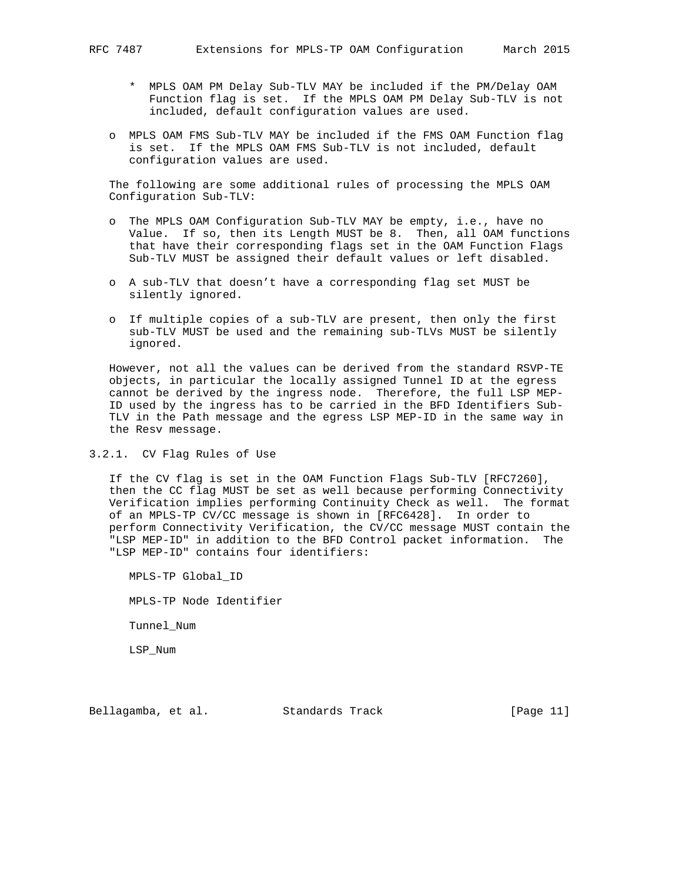* MPLS OAM PM Delay Sub-TLV MAY be included if the PM/Delay OAM Function flag is set. If the MPLS OAM PM Delay Sub-TLV is not included, default configuration values are used.

- MPLS OAM FMS Sub-TLV MAY be included if the FMS OAM Function flag is set. If the MPLS OAM FMS Sub-TLV is not included, default configuration values are used.

The following are some additional rules of processing the MPLS OAM Configuration Sub-TLV:

- The MPLS OAM Configuration Sub-TLV MAY be empty, i.e., have no Value. If so, then its Length MUST be 8. Then, all OAM functions that have their corresponding flags set in the OAM Function Flags Sub-TLV MUST be assigned their default values or left disabled.

- A sub-TLV that doesn't have a corresponding flag set MUST be silently ignored.

- If multiple copies of a sub-TLV are present, then only the first sub-TLV MUST be used and the remaining sub-TLVs MUST be silently ignored.

However, not all the values can be derived from the standard RSVP-TE objects, in particular the locally assigned Tunnel ID at the egress cannot be derived by the ingress node. Therefore, the full LSP MEP-ID used by the ingress has to be carried in the BFD Identifiers Sub-TLV in the Path message and the egress LSP MEP-ID in the same way in the Resv message.

### 3.2.1. CV Flag Rules of Use

If the CV flag is set in the OAM Function Flags Sub-TLV [RFC7260], then the CC flag MUST be set as well because performing Connectivity Verification implies performing Continuity Check as well. The format of an MPLS-TP CV/CC message is shown in [RFC6428]. In order to perform Connectivity Verification, the CV/CC message MUST contain the "LSP MEP-ID" in addition to the BFD Control packet information. The "LSP MEP-ID" contains four identifiers:

MPLS-TP Global_ID

MPLS-TP Node Identifier

Tunnel_Num

LSP_Num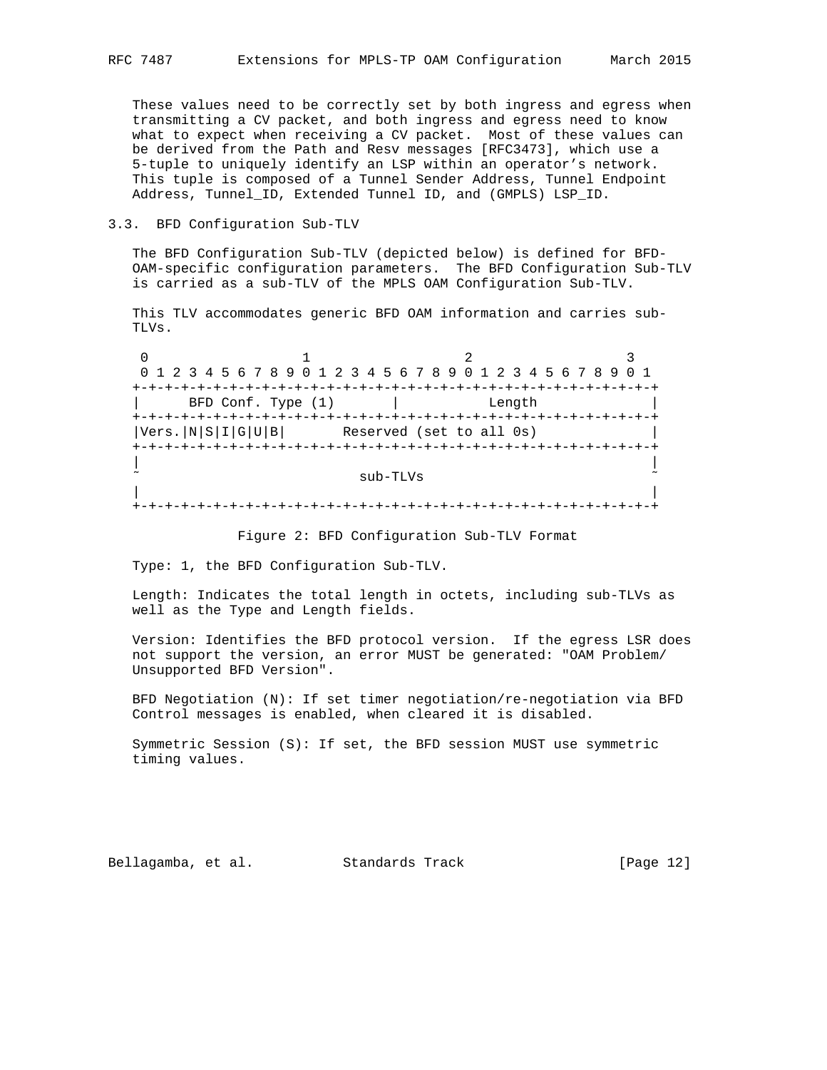These values need to be correctly set by both ingress and egress when transmitting a CV packet, and both ingress and egress need to know what to expect when receiving a CV packet. Most of these values can be derived from the Path and Resv messages [RFC3473], which use a 5-tuple to uniquely identify an LSP within an operator's network. This tuple is composed of a Tunnel Sender Address, Tunnel Endpoint Address, Tunnel_ID, Extended Tunnel ID, and (GMPLS) LSP_ID.

### 3.3. BFD Configuration Sub-TLV

The BFD Configuration Sub-TLV (depicted below) is defined for BFD-OAM-specific configuration parameters. The BFD Configuration Sub-TLV is carried as a sub-TLV of the MPLS OAM Configuration Sub-TLV.

This TLV accommodates generic BFD OAM information and carries sub-TLVs.

```
 0                   1                   2                   3
 0 1 2 3 4 5 6 7 8 9 0 1 2 3 4 5 6 7 8 9 0 1 2 3 4 5 6 7 8 9 0 1
+-+-+-+-+-+-+-+-+-+-+-+-+-+-+-+-+-+-+-+-+-+-+-+-+-+-+-+-+-+-+-+-+
|      BFD Conf. Type (1)       |           Length              |
+-+-+-+-+-+-+-+-+-+-+-+-+-+-+-+-+-+-+-+-+-+-+-+-+-+-+-+-+-+-+-+-+
|Vers.|N|S|I|G|U|B|       Reserved (set to all 0s)              |
+-+-+-+-+-+-+-+-+-+-+-+-+-+-+-+-+-+-+-+-+-+-+-+-+-+-+-+-+-+-+-+-+
|                                                               |
~                           sub-TLVs                            ~
|                                                               |
+-+-+-+-+-+-+-+-+-+-+-+-+-+-+-+-+-+-+-+-+-+-+-+-+-+-+-+-+-+-+-+-+
```

Figure 2: BFD Configuration Sub-TLV Format

Type: 1, the BFD Configuration Sub-TLV.

Length: Indicates the total length in octets, including sub-TLVs as well as the Type and Length fields.

Version: Identifies the BFD protocol version. If the egress LSR does not support the version, an error MUST be generated: "OAM Problem/ Unsupported BFD Version".

BFD Negotiation (N): If set timer negotiation/re-negotiation via BFD Control messages is enabled, when cleared it is disabled.

Symmetric Session (S): If set, the BFD session MUST use symmetric timing values.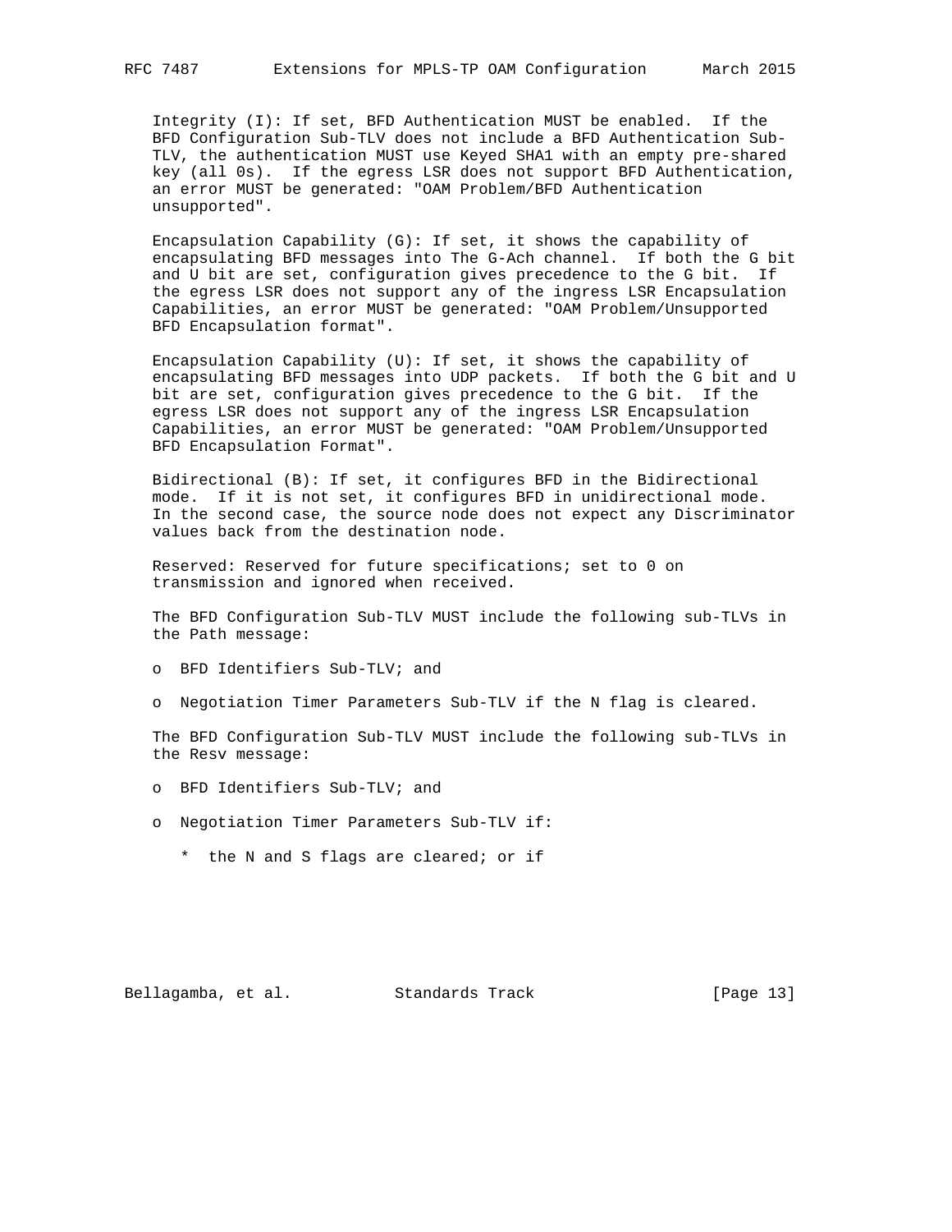Integrity (I): If set, BFD Authentication MUST be enabled. If the BFD Configuration Sub-TLV does not include a BFD Authentication Sub-TLV, the authentication MUST use Keyed SHA1 with an empty pre-shared key (all 0s). If the egress LSR does not support BFD Authentication, an error MUST be generated: "OAM Problem/BFD Authentication unsupported".

Encapsulation Capability (G): If set, it shows the capability of encapsulating BFD messages into The G-Ach channel. If both the G bit and U bit are set, configuration gives precedence to the G bit. If the egress LSR does not support any of the ingress LSR Encapsulation Capabilities, an error MUST be generated: "OAM Problem/Unsupported BFD Encapsulation format".

Encapsulation Capability (U): If set, it shows the capability of encapsulating BFD messages into UDP packets. If both the G bit and U bit are set, configuration gives precedence to the G bit. If the egress LSR does not support any of the ingress LSR Encapsulation Capabilities, an error MUST be generated: "OAM Problem/Unsupported BFD Encapsulation Format".

Bidirectional (B): If set, it configures BFD in the Bidirectional mode. If it is not set, it configures BFD in unidirectional mode. In the second case, the source node does not expect any Discriminator values back from the destination node.

Reserved: Reserved for future specifications; set to 0 on transmission and ignored when received.

The BFD Configuration Sub-TLV MUST include the following sub-TLVs in the Path message:

- BFD Identifiers Sub-TLV; and
- Negotiation Timer Parameters Sub-TLV if the N flag is cleared.

The BFD Configuration Sub-TLV MUST include the following sub-TLVs in the Resv message:

- BFD Identifiers Sub-TLV; and
- Negotiation Timer Parameters Sub-TLV if:
  - the N and S flags are cleared; or if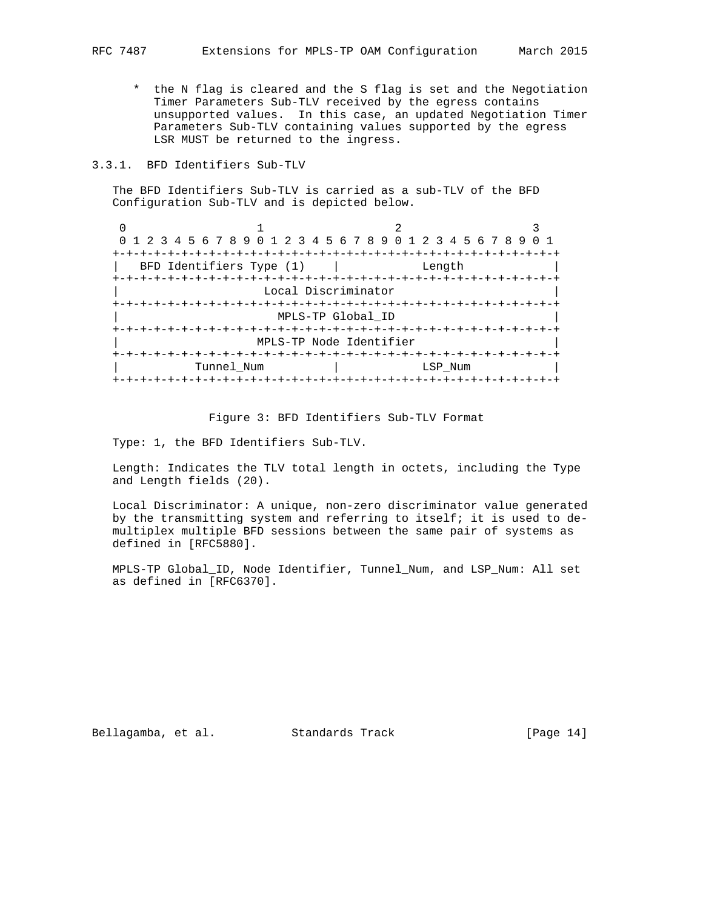* the N flag is cleared and the S flag is set and the Negotiation Timer Parameters Sub-TLV received by the egress contains unsupported values. In this case, an updated Negotiation Timer Parameters Sub-TLV containing values supported by the egress LSR MUST be returned to the ingress.

### 3.3.1. BFD Identifiers Sub-TLV

The BFD Identifiers Sub-TLV is carried as a sub-TLV of the BFD Configuration Sub-TLV and is depicted below.

```
 0                   1                   2                   3
 0 1 2 3 4 5 6 7 8 9 0 1 2 3 4 5 6 7 8 9 0 1 2 3 4 5 6 7 8 9 0 1
+-+-+-+-+-+-+-+-+-+-+-+-+-+-+-+-+-+-+-+-+-+-+-+-+-+-+-+-+-+-+-+-+
|   BFD Identifiers Type (1)    |            Length             |
+-+-+-+-+-+-+-+-+-+-+-+-+-+-+-+-+-+-+-+-+-+-+-+-+-+-+-+-+-+-+-+-+
|                     Local Discriminator                       |
+-+-+-+-+-+-+-+-+-+-+-+-+-+-+-+-+-+-+-+-+-+-+-+-+-+-+-+-+-+-+-+-+
|                       MPLS-TP Global_ID                       |
+-+-+-+-+-+-+-+-+-+-+-+-+-+-+-+-+-+-+-+-+-+-+-+-+-+-+-+-+-+-+-+-+
|                    MPLS-TP Node Identifier                    |
+-+-+-+-+-+-+-+-+-+-+-+-+-+-+-+-+-+-+-+-+-+-+-+-+-+-+-+-+-+-+-+-+
|           Tunnel_Num          |            LSP_Num            |
+-+-+-+-+-+-+-+-+-+-+-+-+-+-+-+-+-+-+-+-+-+-+-+-+-+-+-+-+-+-+-+-+
```

Figure 3: BFD Identifiers Sub-TLV Format

Type: 1, the BFD Identifiers Sub-TLV.

Length: Indicates the TLV total length in octets, including the Type and Length fields (20).

Local Discriminator: A unique, non-zero discriminator value generated by the transmitting system and referring to itself; it is used to de-multiplex multiple BFD sessions between the same pair of systems as defined in [RFC5880].

MPLS-TP Global_ID, Node Identifier, Tunnel_Num, and LSP_Num: All set as defined in [RFC6370].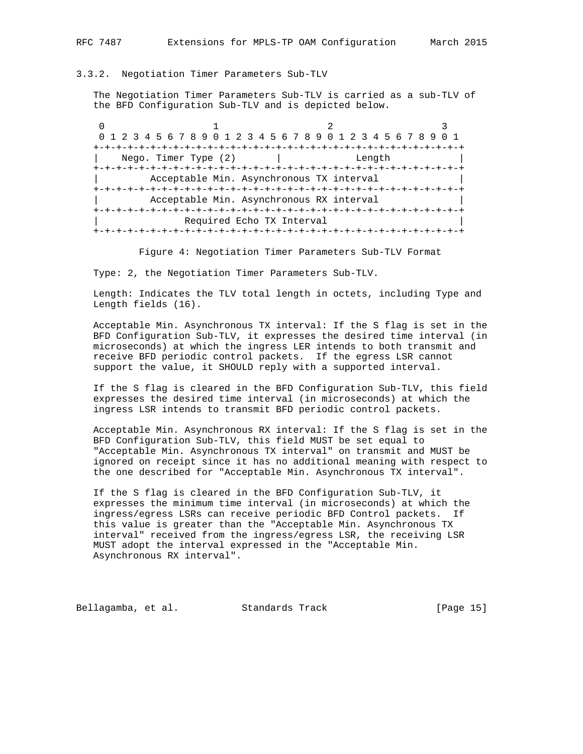### 3.3.2. Negotiation Timer Parameters Sub-TLV

The Negotiation Timer Parameters Sub-TLV is carried as a sub-TLV of the BFD Configuration Sub-TLV and is depicted below.

```
 0                   1                   2                   3
 0 1 2 3 4 5 6 7 8 9 0 1 2 3 4 5 6 7 8 9 0 1 2 3 4 5 6 7 8 9 0 1
+-+-+-+-+-+-+-+-+-+-+-+-+-+-+-+-+-+-+-+-+-+-+-+-+-+-+-+-+-+-+-+-+
|    Nego. Timer Type (2)       |             Length            |
+-+-+-+-+-+-+-+-+-+-+-+-+-+-+-+-+-+-+-+-+-+-+-+-+-+-+-+-+-+-+-+-+
|         Acceptable Min. Asynchronous TX interval              |
+-+-+-+-+-+-+-+-+-+-+-+-+-+-+-+-+-+-+-+-+-+-+-+-+-+-+-+-+-+-+-+-+
|         Acceptable Min. Asynchronous RX interval              |
+-+-+-+-+-+-+-+-+-+-+-+-+-+-+-+-+-+-+-+-+-+-+-+-+-+-+-+-+-+-+-+-+
|               Required Echo TX Interval                       |
+-+-+-+-+-+-+-+-+-+-+-+-+-+-+-+-+-+-+-+-+-+-+-+-+-+-+-+-+-+-+-+-+
```

Figure 4: Negotiation Timer Parameters Sub-TLV Format

Type: 2, the Negotiation Timer Parameters Sub-TLV.

Length: Indicates the TLV total length in octets, including Type and Length fields (16).

Acceptable Min. Asynchronous TX interval: If the S flag is set in the BFD Configuration Sub-TLV, it expresses the desired time interval (in microseconds) at which the ingress LER intends to both transmit and receive BFD periodic control packets. If the egress LSR cannot support the value, it SHOULD reply with a supported interval.

If the S flag is cleared in the BFD Configuration Sub-TLV, this field expresses the desired time interval (in microseconds) at which the ingress LSR intends to transmit BFD periodic control packets.

Acceptable Min. Asynchronous RX interval: If the S flag is set in the BFD Configuration Sub-TLV, this field MUST be set equal to "Acceptable Min. Asynchronous TX interval" on transmit and MUST be ignored on receipt since it has no additional meaning with respect to the one described for "Acceptable Min. Asynchronous TX interval".

If the S flag is cleared in the BFD Configuration Sub-TLV, it expresses the minimum time interval (in microseconds) at which the ingress/egress LSRs can receive periodic BFD Control packets. If this value is greater than the "Acceptable Min. Asynchronous TX interval" received from the ingress/egress LSR, the receiving LSR MUST adopt the interval expressed in the "Acceptable Min. Asynchronous RX interval".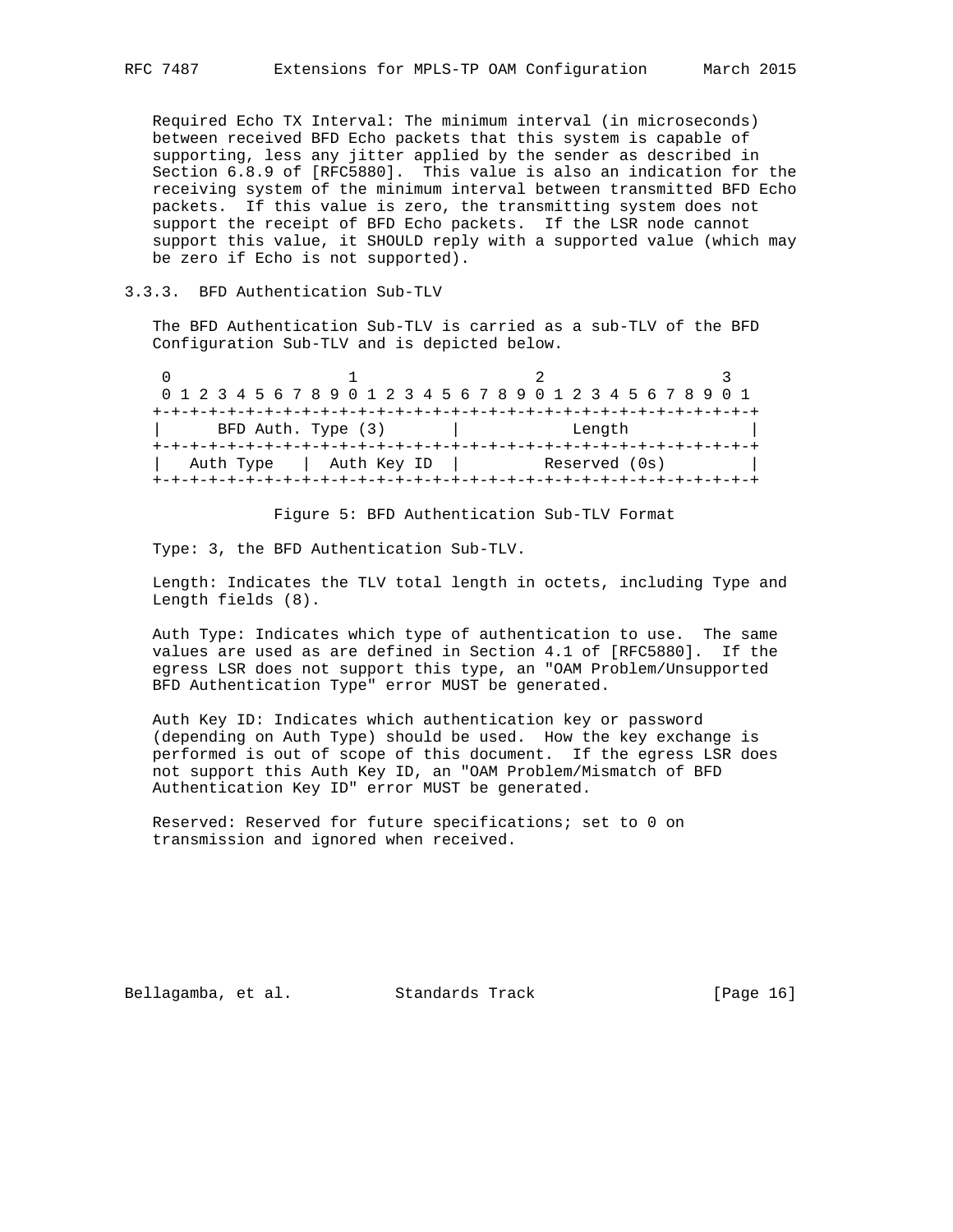Required Echo TX Interval: The minimum interval (in microseconds) between received BFD Echo packets that this system is capable of supporting, less any jitter applied by the sender as described in Section 6.8.9 of [RFC5880]. This value is also an indication for the receiving system of the minimum interval between transmitted BFD Echo packets. If this value is zero, the transmitting system does not support the receipt of BFD Echo packets. If the LSR node cannot support this value, it SHOULD reply with a supported value (which may be zero if Echo is not supported).

### 3.3.3. BFD Authentication Sub-TLV

The BFD Authentication Sub-TLV is carried as a sub-TLV of the BFD Configuration Sub-TLV and is depicted below.

```
 0                   1                   2                   3
 0 1 2 3 4 5 6 7 8 9 0 1 2 3 4 5 6 7 8 9 0 1 2 3 4 5 6 7 8 9 0 1
+-+-+-+-+-+-+-+-+-+-+-+-+-+-+-+-+-+-+-+-+-+-+-+-+-+-+-+-+-+-+-+-+
|      BFD Auth. Type (3)       |            Length             |
+-+-+-+-+-+-+-+-+-+-+-+-+-+-+-+-+-+-+-+-+-+-+-+-+-+-+-+-+-+-+-+-+
|   Auth Type   |  Auth Key ID  |         Reserved (0s)         |
+-+-+-+-+-+-+-+-+-+-+-+-+-+-+-+-+-+-+-+-+-+-+-+-+-+-+-+-+-+-+-+-+
```

Figure 5: BFD Authentication Sub-TLV Format

Type: 3, the BFD Authentication Sub-TLV.

Length: Indicates the TLV total length in octets, including Type and Length fields (8).

Auth Type: Indicates which type of authentication to use. The same values are used as are defined in Section 4.1 of [RFC5880]. If the egress LSR does not support this type, an "OAM Problem/Unsupported BFD Authentication Type" error MUST be generated.

Auth Key ID: Indicates which authentication key or password (depending on Auth Type) should be used. How the key exchange is performed is out of scope of this document. If the egress LSR does not support this Auth Key ID, an "OAM Problem/Mismatch of BFD Authentication Key ID" error MUST be generated.

Reserved: Reserved for future specifications; set to 0 on transmission and ignored when received.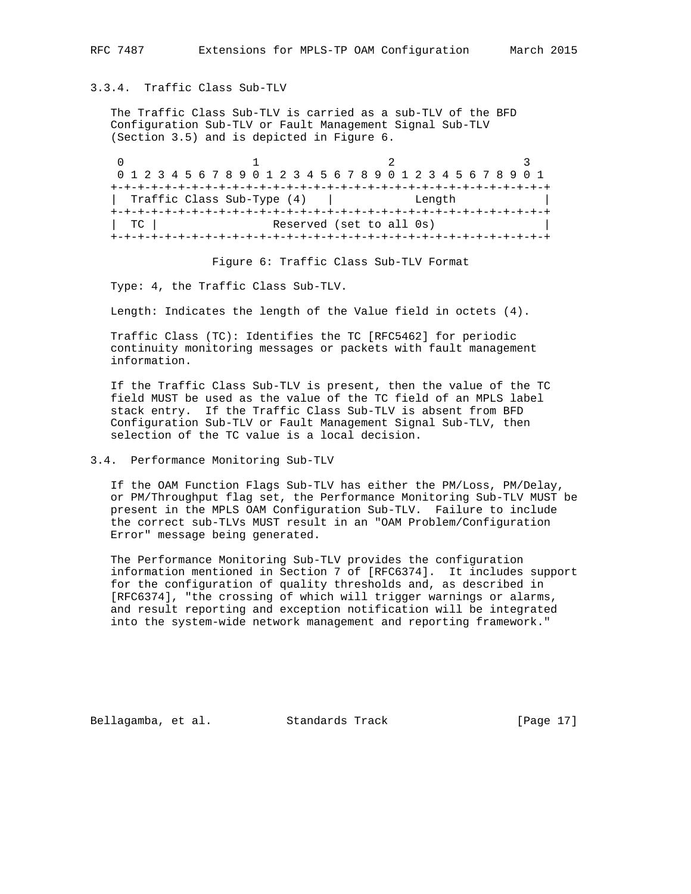### 3.3.4. Traffic Class Sub-TLV

The Traffic Class Sub-TLV is carried as a sub-TLV of the BFD Configuration Sub-TLV or Fault Management Signal Sub-TLV (Section 3.5) and is depicted in Figure 6.

```
 0                   1                   2                   3
 0 1 2 3 4 5 6 7 8 9 0 1 2 3 4 5 6 7 8 9 0 1 2 3 4 5 6 7 8 9 0 1
+-+-+-+-+-+-+-+-+-+-+-+-+-+-+-+-+-+-+-+-+-+-+-+-+-+-+-+-+-+-+-+-+
|  Traffic Class Sub-Type (4)   |            Length             |
+-+-+-+-+-+-+-+-+-+-+-+-+-+-+-+-+-+-+-+-+-+-+-+-+-+-+-+-+-+-+-+-+
|  TC |                Reserved (set to all 0s)                 |
+-+-+-+-+-+-+-+-+-+-+-+-+-+-+-+-+-+-+-+-+-+-+-+-+-+-+-+-+-+-+-+-+
```

Figure 6: Traffic Class Sub-TLV Format

Type: 4, the Traffic Class Sub-TLV.

Length: Indicates the length of the Value field in octets (4).

Traffic Class (TC): Identifies the TC [RFC5462] for periodic continuity monitoring messages or packets with fault management information.

If the Traffic Class Sub-TLV is present, then the value of the TC field MUST be used as the value of the TC field of an MPLS label stack entry. If the Traffic Class Sub-TLV is absent from BFD Configuration Sub-TLV or Fault Management Signal Sub-TLV, then selection of the TC value is a local decision.

## 3.4. Performance Monitoring Sub-TLV

If the OAM Function Flags Sub-TLV has either the PM/Loss, PM/Delay, or PM/Throughput flag set, the Performance Monitoring Sub-TLV MUST be present in the MPLS OAM Configuration Sub-TLV. Failure to include the correct sub-TLVs MUST result in an "OAM Problem/Configuration Error" message being generated.

The Performance Monitoring Sub-TLV provides the configuration information mentioned in Section 7 of [RFC6374]. It includes support for the configuration of quality thresholds and, as described in [RFC6374], "the crossing of which will trigger warnings or alarms, and result reporting and exception notification will be integrated into the system-wide network management and reporting framework."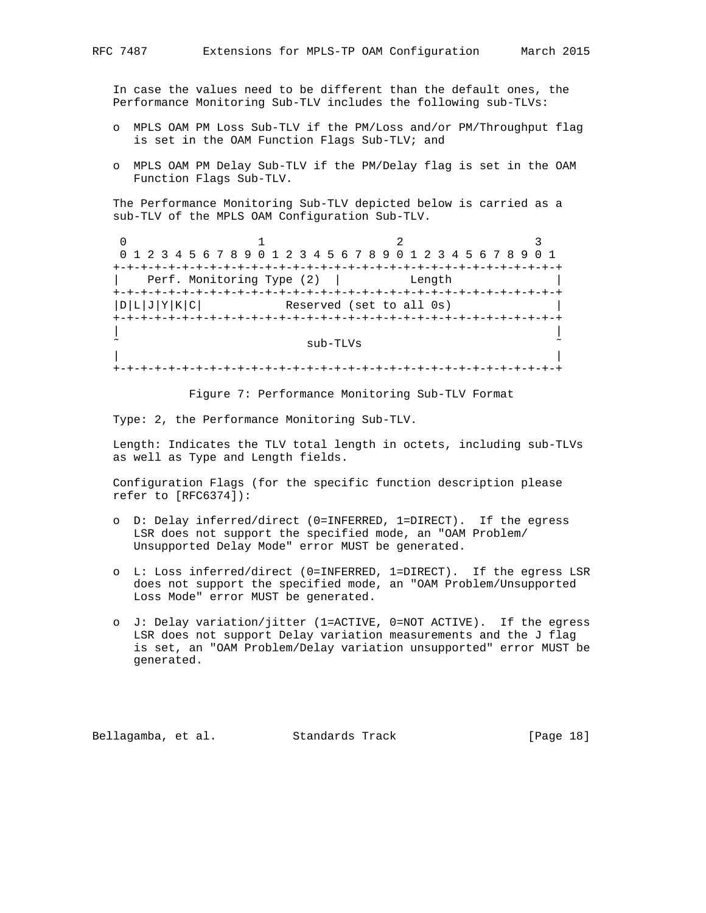In case the values need to be different than the default ones, the Performance Monitoring Sub-TLV includes the following sub-TLVs:

- MPLS OAM PM Loss Sub-TLV if the PM/Loss and/or PM/Throughput flag is set in the OAM Function Flags Sub-TLV; and
- MPLS OAM PM Delay Sub-TLV if the PM/Delay flag is set in the OAM Function Flags Sub-TLV.

The Performance Monitoring Sub-TLV depicted below is carried as a sub-TLV of the MPLS OAM Configuration Sub-TLV.

```
 0                   1                   2                   3
 0 1 2 3 4 5 6 7 8 9 0 1 2 3 4 5 6 7 8 9 0 1 2 3 4 5 6 7 8 9 0 1
+-+-+-+-+-+-+-+-+-+-+-+-+-+-+-+-+-+-+-+-+-+-+-+-+-+-+-+-+-+-+-+-+
|    Perf. Monitoring Type (2)  |         Length                |
+-+-+-+-+-+-+-+-+-+-+-+-+-+-+-+-+-+-+-+-+-+-+-+-+-+-+-+-+-+-+-+-+
|D|L|J|Y|K|C|            Reserved (set to all 0s)               |
+-+-+-+-+-+-+-+-+-+-+-+-+-+-+-+-+-+-+-+-+-+-+-+-+-+-+-+-+-+-+-+-+
|                                                               |
~                           sub-TLVs                            ~
|                                                               |
+-+-+-+-+-+-+-+-+-+-+-+-+-+-+-+-+-+-+-+-+-+-+-+-+-+-+-+-+-+-+-+-+
```

Figure 7: Performance Monitoring Sub-TLV Format

Type: 2, the Performance Monitoring Sub-TLV.

Length: Indicates the TLV total length in octets, including sub-TLVs as well as Type and Length fields.

Configuration Flags (for the specific function description please refer to [RFC6374]):

- D: Delay inferred/direct (0=INFERRED, 1=DIRECT). If the egress LSR does not support the specified mode, an "OAM Problem/ Unsupported Delay Mode" error MUST be generated.
- L: Loss inferred/direct (0=INFERRED, 1=DIRECT). If the egress LSR does not support the specified mode, an "OAM Problem/Unsupported Loss Mode" error MUST be generated.
- J: Delay variation/jitter (1=ACTIVE, 0=NOT ACTIVE). If the egress LSR does not support Delay variation measurements and the J flag is set, an "OAM Problem/Delay variation unsupported" error MUST be generated.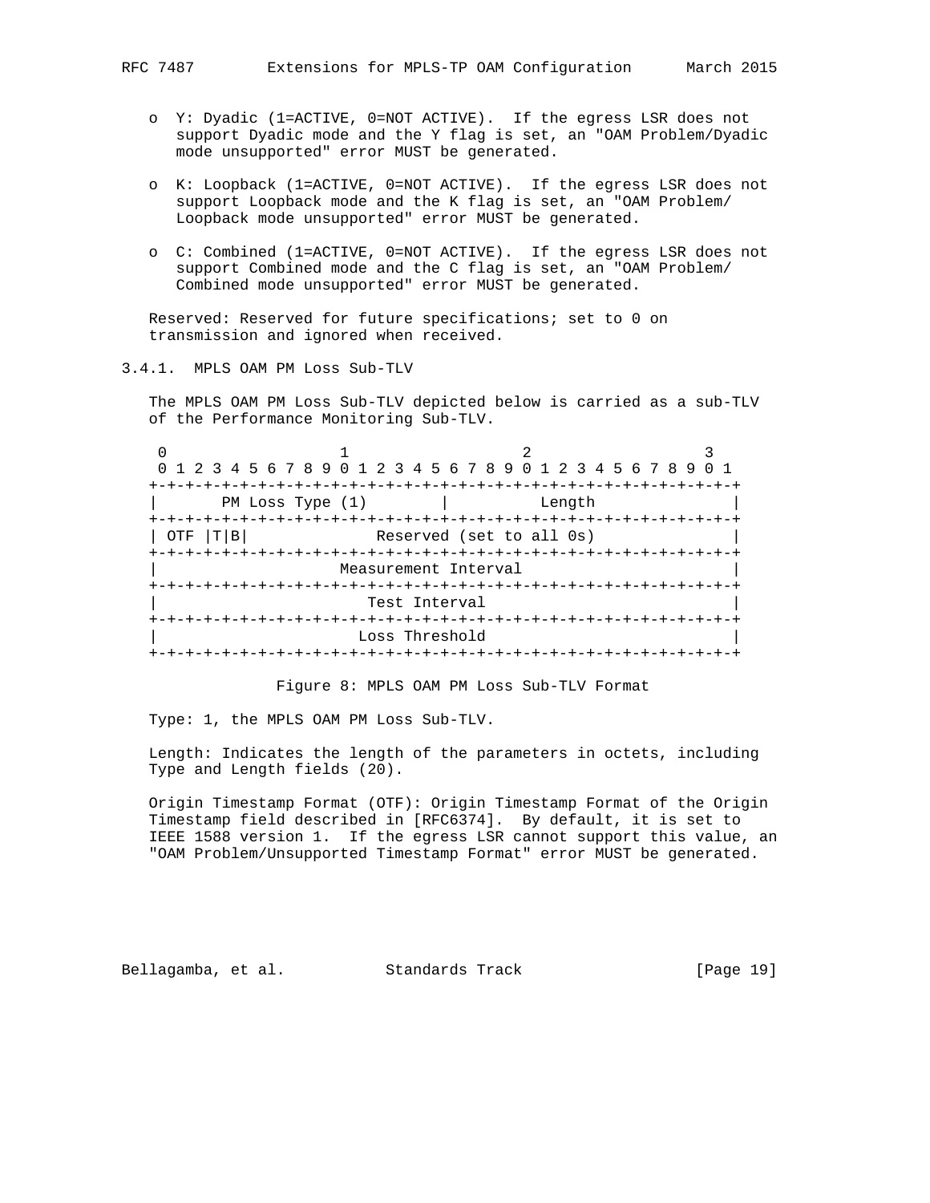- Y: Dyadic (1=ACTIVE, 0=NOT ACTIVE). If the egress LSR does not support Dyadic mode and the Y flag is set, an "OAM Problem/Dyadic mode unsupported" error MUST be generated.

- K: Loopback (1=ACTIVE, 0=NOT ACTIVE). If the egress LSR does not support Loopback mode and the K flag is set, an "OAM Problem/ Loopback mode unsupported" error MUST be generated.

- C: Combined (1=ACTIVE, 0=NOT ACTIVE). If the egress LSR does not support Combined mode and the C flag is set, an "OAM Problem/ Combined mode unsupported" error MUST be generated.

Reserved: Reserved for future specifications; set to 0 on transmission and ignored when received.

### 3.4.1. MPLS OAM PM Loss Sub-TLV

The MPLS OAM PM Loss Sub-TLV depicted below is carried as a sub-TLV of the Performance Monitoring Sub-TLV.

```
 0                   1                   2                   3
 0 1 2 3 4 5 6 7 8 9 0 1 2 3 4 5 6 7 8 9 0 1 2 3 4 5 6 7 8 9 0 1
+-+-+-+-+-+-+-+-+-+-+-+-+-+-+-+-+-+-+-+-+-+-+-+-+-+-+-+-+-+-+-+-+
|       PM Loss Type (1)        |          Length               |
+-+-+-+-+-+-+-+-+-+-+-+-+-+-+-+-+-+-+-+-+-+-+-+-+-+-+-+-+-+-+-+-+
| OTF |T|B|             Reserved (set to all 0s)                |
+-+-+-+-+-+-+-+-+-+-+-+-+-+-+-+-+-+-+-+-+-+-+-+-+-+-+-+-+-+-+-+-+
|                    Measurement Interval                       |
+-+-+-+-+-+-+-+-+-+-+-+-+-+-+-+-+-+-+-+-+-+-+-+-+-+-+-+-+-+-+-+-+
|                       Test Interval                           |
+-+-+-+-+-+-+-+-+-+-+-+-+-+-+-+-+-+-+-+-+-+-+-+-+-+-+-+-+-+-+-+-+
|                      Loss Threshold                           |
+-+-+-+-+-+-+-+-+-+-+-+-+-+-+-+-+-+-+-+-+-+-+-+-+-+-+-+-+-+-+-+-+
```

Figure 8: MPLS OAM PM Loss Sub-TLV Format

Type: 1, the MPLS OAM PM Loss Sub-TLV.

Length: Indicates the length of the parameters in octets, including Type and Length fields (20).

Origin Timestamp Format (OTF): Origin Timestamp Format of the Origin Timestamp field described in [RFC6374]. By default, it is set to IEEE 1588 version 1. If the egress LSR cannot support this value, an "OAM Problem/Unsupported Timestamp Format" error MUST be generated.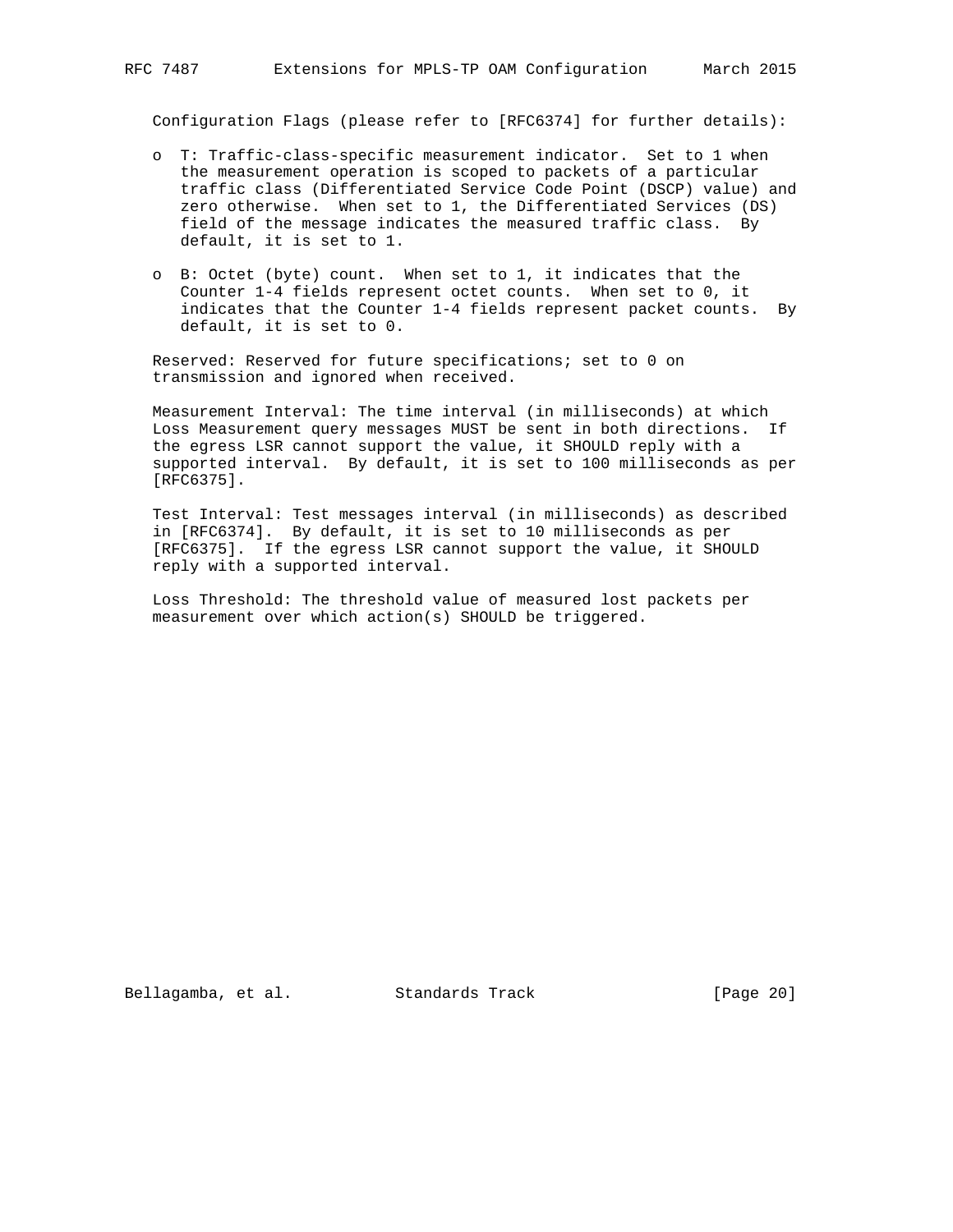Configuration Flags (please refer to [RFC6374] for further details):

- T: Traffic-class-specific measurement indicator. Set to 1 when the measurement operation is scoped to packets of a particular traffic class (Differentiated Service Code Point (DSCP) value) and zero otherwise. When set to 1, the Differentiated Services (DS) field of the message indicates the measured traffic class. By default, it is set to 1.

- B: Octet (byte) count. When set to 1, it indicates that the Counter 1-4 fields represent octet counts. When set to 0, it indicates that the Counter 1-4 fields represent packet counts. By default, it is set to 0.

Reserved: Reserved for future specifications; set to 0 on transmission and ignored when received.

Measurement Interval: The time interval (in milliseconds) at which Loss Measurement query messages MUST be sent in both directions. If the egress LSR cannot support the value, it SHOULD reply with a supported interval. By default, it is set to 100 milliseconds as per [RFC6375].

Test Interval: Test messages interval (in milliseconds) as described in [RFC6374]. By default, it is set to 10 milliseconds as per [RFC6375]. If the egress LSR cannot support the value, it SHOULD reply with a supported interval.

Loss Threshold: The threshold value of measured lost packets per measurement over which action(s) SHOULD be triggered.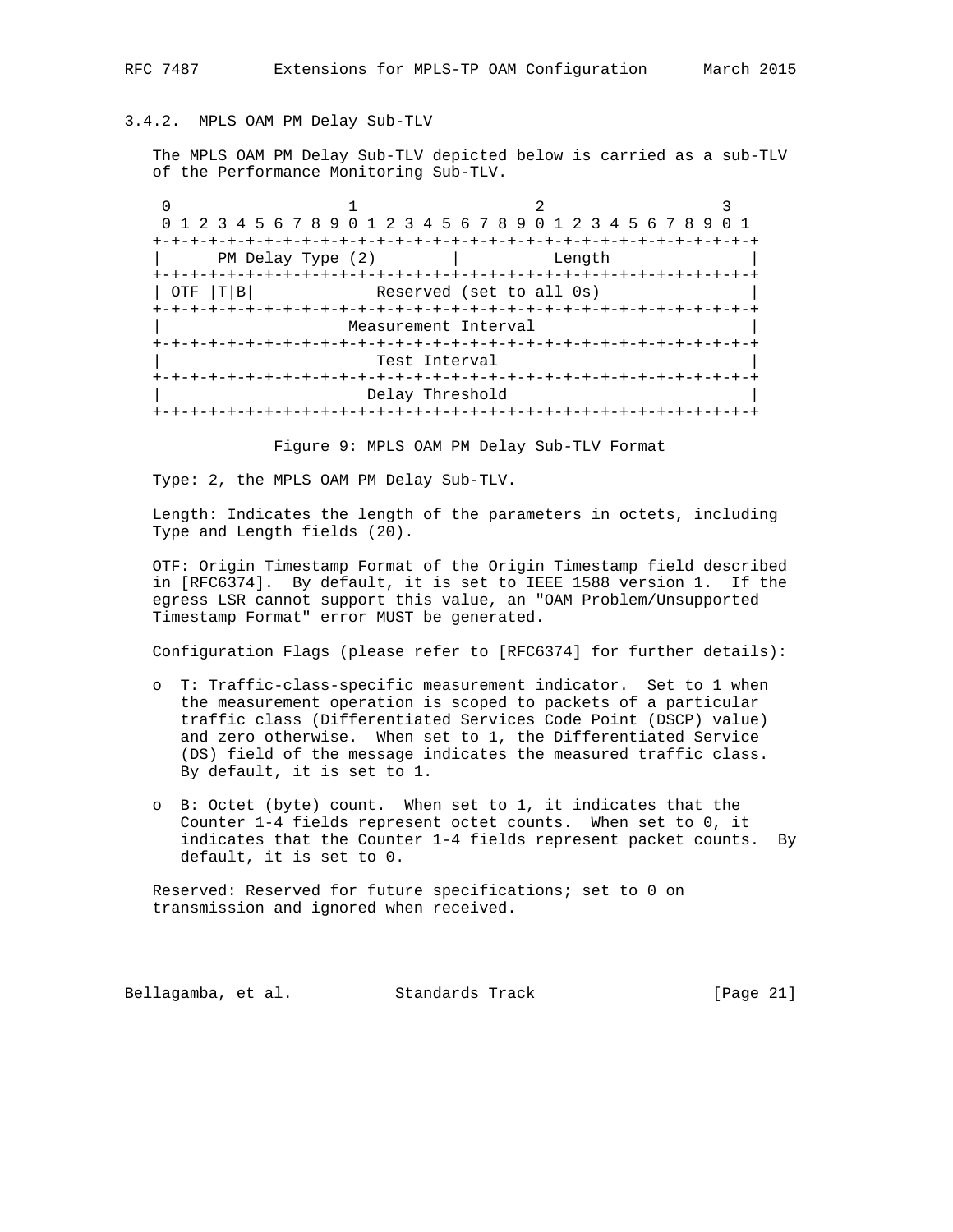### 3.4.2. MPLS OAM PM Delay Sub-TLV

The MPLS OAM PM Delay Sub-TLV depicted below is carried as a sub-TLV of the Performance Monitoring Sub-TLV.

```
 0                   1                   2                   3
 0 1 2 3 4 5 6 7 8 9 0 1 2 3 4 5 6 7 8 9 0 1 2 3 4 5 6 7 8 9 0 1
+-+-+-+-+-+-+-+-+-+-+-+-+-+-+-+-+-+-+-+-+-+-+-+-+-+-+-+-+-+-+-+-+
|      PM Delay Type (2)        |          Length               |
+-+-+-+-+-+-+-+-+-+-+-+-+-+-+-+-+-+-+-+-+-+-+-+-+-+-+-+-+-+-+-+-+
| OTF |T|B|             Reserved (set to all 0s)                |
+-+-+-+-+-+-+-+-+-+-+-+-+-+-+-+-+-+-+-+-+-+-+-+-+-+-+-+-+-+-+-+-+
|                   Measurement Interval                        |
+-+-+-+-+-+-+-+-+-+-+-+-+-+-+-+-+-+-+-+-+-+-+-+-+-+-+-+-+-+-+-+-+
|                      Test Interval                            |
+-+-+-+-+-+-+-+-+-+-+-+-+-+-+-+-+-+-+-+-+-+-+-+-+-+-+-+-+-+-+-+-+
|                     Delay Threshold                           |
+-+-+-+-+-+-+-+-+-+-+-+-+-+-+-+-+-+-+-+-+-+-+-+-+-+-+-+-+-+-+-+-+
```

Figure 9: MPLS OAM PM Delay Sub-TLV Format

Type: 2, the MPLS OAM PM Delay Sub-TLV.

Length: Indicates the length of the parameters in octets, including Type and Length fields (20).

OTF: Origin Timestamp Format of the Origin Timestamp field described in [RFC6374]. By default, it is set to IEEE 1588 version 1. If the egress LSR cannot support this value, an "OAM Problem/Unsupported Timestamp Format" error MUST be generated.

Configuration Flags (please refer to [RFC6374] for further details):

- T: Traffic-class-specific measurement indicator. Set to 1 when the measurement operation is scoped to packets of a particular traffic class (Differentiated Services Code Point (DSCP) value) and zero otherwise. When set to 1, the Differentiated Service (DS) field of the message indicates the measured traffic class. By default, it is set to 1.

- B: Octet (byte) count. When set to 1, it indicates that the Counter 1-4 fields represent octet counts. When set to 0, it indicates that the Counter 1-4 fields represent packet counts. By default, it is set to 0.

Reserved: Reserved for future specifications; set to 0 on transmission and ignored when received.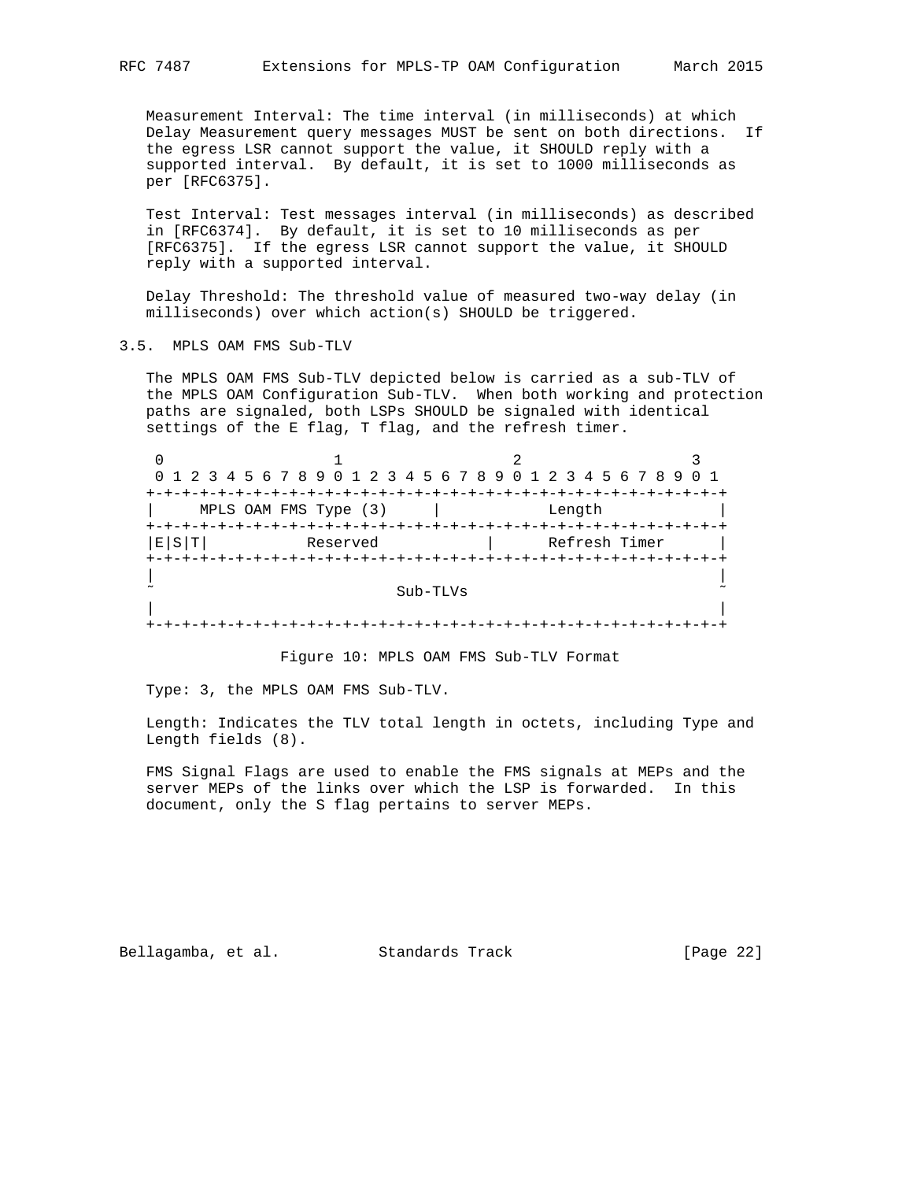Measurement Interval: The time interval (in milliseconds) at which Delay Measurement query messages MUST be sent on both directions. If the egress LSR cannot support the value, it SHOULD reply with a supported interval. By default, it is set to 1000 milliseconds as per [RFC6375].

Test Interval: Test messages interval (in milliseconds) as described in [RFC6374]. By default, it is set to 10 milliseconds as per [RFC6375]. If the egress LSR cannot support the value, it SHOULD reply with a supported interval.

Delay Threshold: The threshold value of measured two-way delay (in milliseconds) over which action(s) SHOULD be triggered.

### 3.5. MPLS OAM FMS Sub-TLV

The MPLS OAM FMS Sub-TLV depicted below is carried as a sub-TLV of the MPLS OAM Configuration Sub-TLV. When both working and protection paths are signaled, both LSPs SHOULD be signaled with identical settings of the E flag, T flag, and the refresh timer.

```
 0                   1                   2                   3
 0 1 2 3 4 5 6 7 8 9 0 1 2 3 4 5 6 7 8 9 0 1 2 3 4 5 6 7 8 9 0 1
+-+-+-+-+-+-+-+-+-+-+-+-+-+-+-+-+-+-+-+-+-+-+-+-+-+-+-+-+-+-+-+-+
|     MPLS OAM FMS Type (3)     |            Length             |
+-+-+-+-+-+-+-+-+-+-+-+-+-+-+-+-+-+-+-+-+-+-+-+-+-+-+-+-+-+-+-+-+
|E|S|T|           Reserved          |      Refresh Timer        |
+-+-+-+-+-+-+-+-+-+-+-+-+-+-+-+-+-+-+-+-+-+-+-+-+-+-+-+-+-+-+-+-+
|                                                               |
~                           Sub-TLVs                            ~
|                                                               |
+-+-+-+-+-+-+-+-+-+-+-+-+-+-+-+-+-+-+-+-+-+-+-+-+-+-+-+-+-+-+-+-+
```

Figure 10: MPLS OAM FMS Sub-TLV Format

Type: 3, the MPLS OAM FMS Sub-TLV.

Length: Indicates the TLV total length in octets, including Type and Length fields (8).

FMS Signal Flags are used to enable the FMS signals at MEPs and the server MEPs of the links over which the LSP is forwarded. In this document, only the S flag pertains to server MEPs.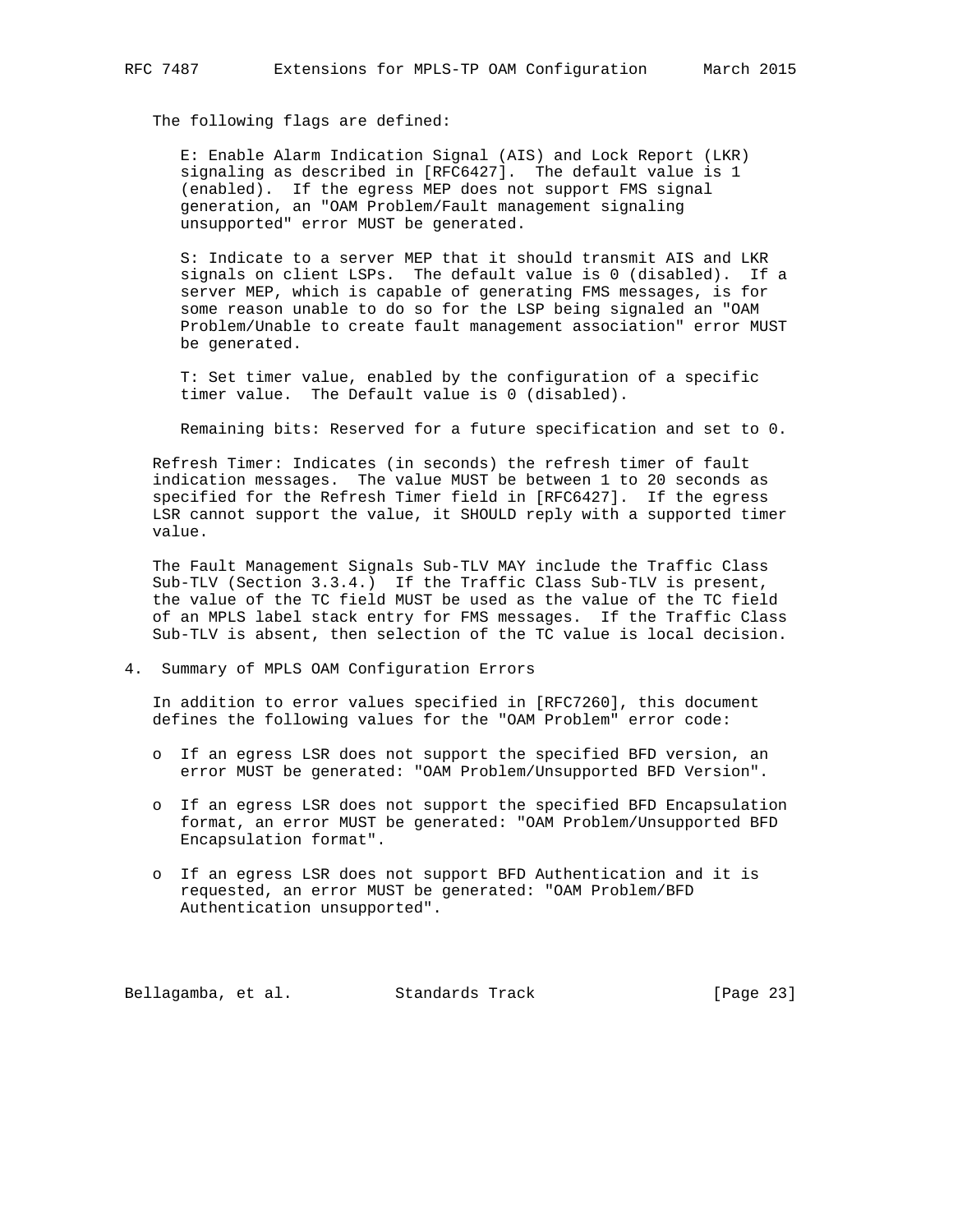The following flags are defined:

E: Enable Alarm Indication Signal (AIS) and Lock Report (LKR) signaling as described in [RFC6427]. The default value is 1 (enabled). If the egress MEP does not support FMS signal generation, an "OAM Problem/Fault management signaling unsupported" error MUST be generated.

S: Indicate to a server MEP that it should transmit AIS and LKR signals on client LSPs. The default value is 0 (disabled). If a server MEP, which is capable of generating FMS messages, is for some reason unable to do so for the LSP being signaled an "OAM Problem/Unable to create fault management association" error MUST be generated.

T: Set timer value, enabled by the configuration of a specific timer value. The Default value is 0 (disabled).

Remaining bits: Reserved for a future specification and set to 0.

Refresh Timer: Indicates (in seconds) the refresh timer of fault indication messages. The value MUST be between 1 to 20 seconds as specified for the Refresh Timer field in [RFC6427]. If the egress LSR cannot support the value, it SHOULD reply with a supported timer value.

The Fault Management Signals Sub-TLV MAY include the Traffic Class Sub-TLV (Section 3.3.4.) If the Traffic Class Sub-TLV is present, the value of the TC field MUST be used as the value of the TC field of an MPLS label stack entry for FMS messages. If the Traffic Class Sub-TLV is absent, then selection of the TC value is local decision.

## 4. Summary of MPLS OAM Configuration Errors

In addition to error values specified in [RFC7260], this document defines the following values for the "OAM Problem" error code:

- If an egress LSR does not support the specified BFD version, an error MUST be generated: "OAM Problem/Unsupported BFD Version".
- If an egress LSR does not support the specified BFD Encapsulation format, an error MUST be generated: "OAM Problem/Unsupported BFD Encapsulation format".
- If an egress LSR does not support BFD Authentication and it is requested, an error MUST be generated: "OAM Problem/BFD Authentication unsupported".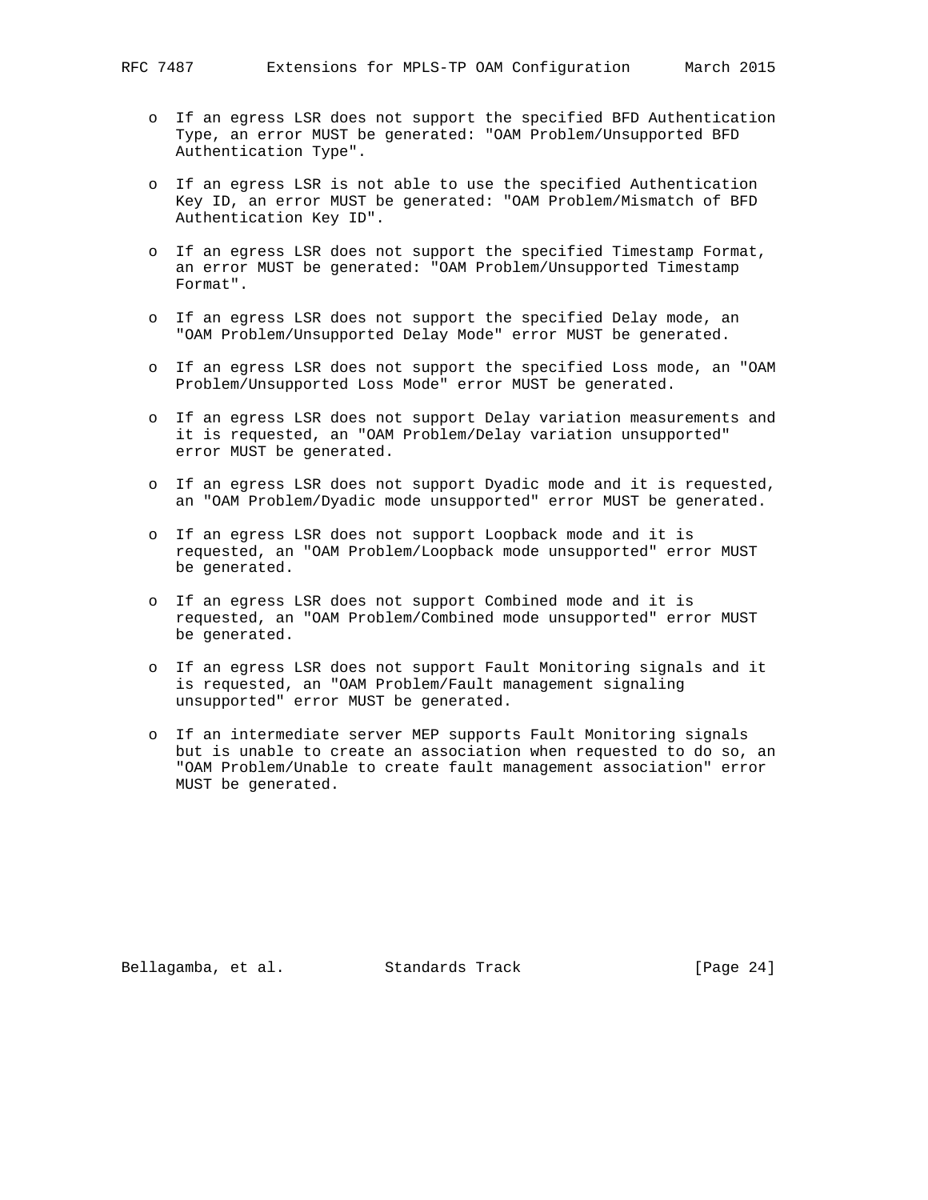- If an egress LSR does not support the specified BFD Authentication Type, an error MUST be generated: "OAM Problem/Unsupported BFD Authentication Type".

- If an egress LSR is not able to use the specified Authentication Key ID, an error MUST be generated: "OAM Problem/Mismatch of BFD Authentication Key ID".

- If an egress LSR does not support the specified Timestamp Format, an error MUST be generated: "OAM Problem/Unsupported Timestamp Format".

- If an egress LSR does not support the specified Delay mode, an "OAM Problem/Unsupported Delay Mode" error MUST be generated.

- If an egress LSR does not support the specified Loss mode, an "OAM Problem/Unsupported Loss Mode" error MUST be generated.

- If an egress LSR does not support Delay variation measurements and it is requested, an "OAM Problem/Delay variation unsupported" error MUST be generated.

- If an egress LSR does not support Dyadic mode and it is requested, an "OAM Problem/Dyadic mode unsupported" error MUST be generated.

- If an egress LSR does not support Loopback mode and it is requested, an "OAM Problem/Loopback mode unsupported" error MUST be generated.

- If an egress LSR does not support Combined mode and it is requested, an "OAM Problem/Combined mode unsupported" error MUST be generated.

- If an egress LSR does not support Fault Monitoring signals and it is requested, an "OAM Problem/Fault management signaling unsupported" error MUST be generated.

- If an intermediate server MEP supports Fault Monitoring signals but is unable to create an association when requested to do so, an "OAM Problem/Unable to create fault management association" error MUST be generated.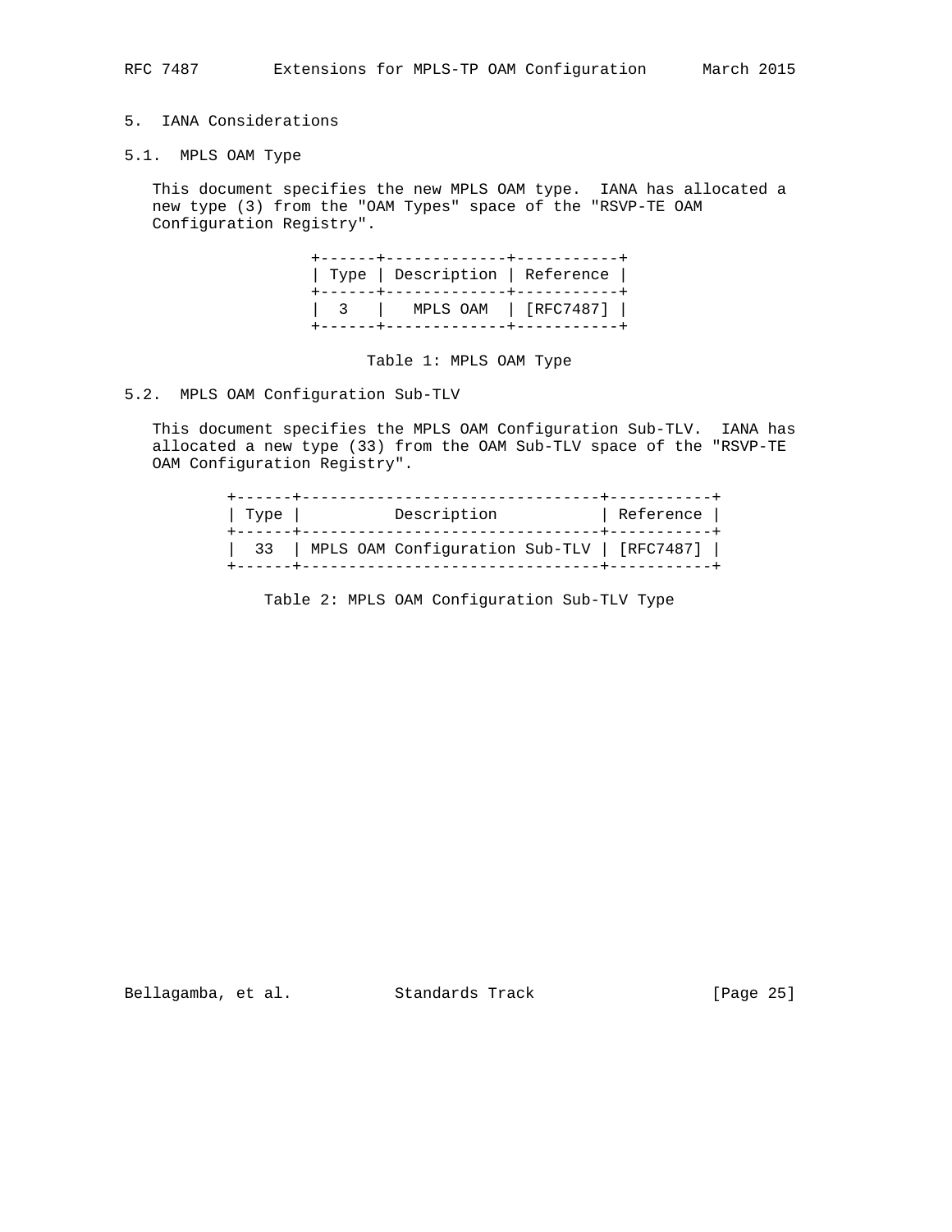## 5. IANA Considerations

### 5.1. MPLS OAM Type

This document specifies the new MPLS OAM type. IANA has allocated a new type (3) from the "OAM Types" space of the "RSVP-TE OAM Configuration Registry".

| Type | Description | Reference |
|---|---|---|
| 3 | MPLS OAM | [RFC7487] |

Table 1: MPLS OAM Type

### 5.2. MPLS OAM Configuration Sub-TLV

This document specifies the MPLS OAM Configuration Sub-TLV. IANA has allocated a new type (33) from the OAM Sub-TLV space of the "RSVP-TE OAM Configuration Registry".

| Type | Description | Reference |
|---|---|---|
| 33 | MPLS OAM Configuration Sub-TLV | [RFC7487] |

Table 2: MPLS OAM Configuration Sub-TLV Type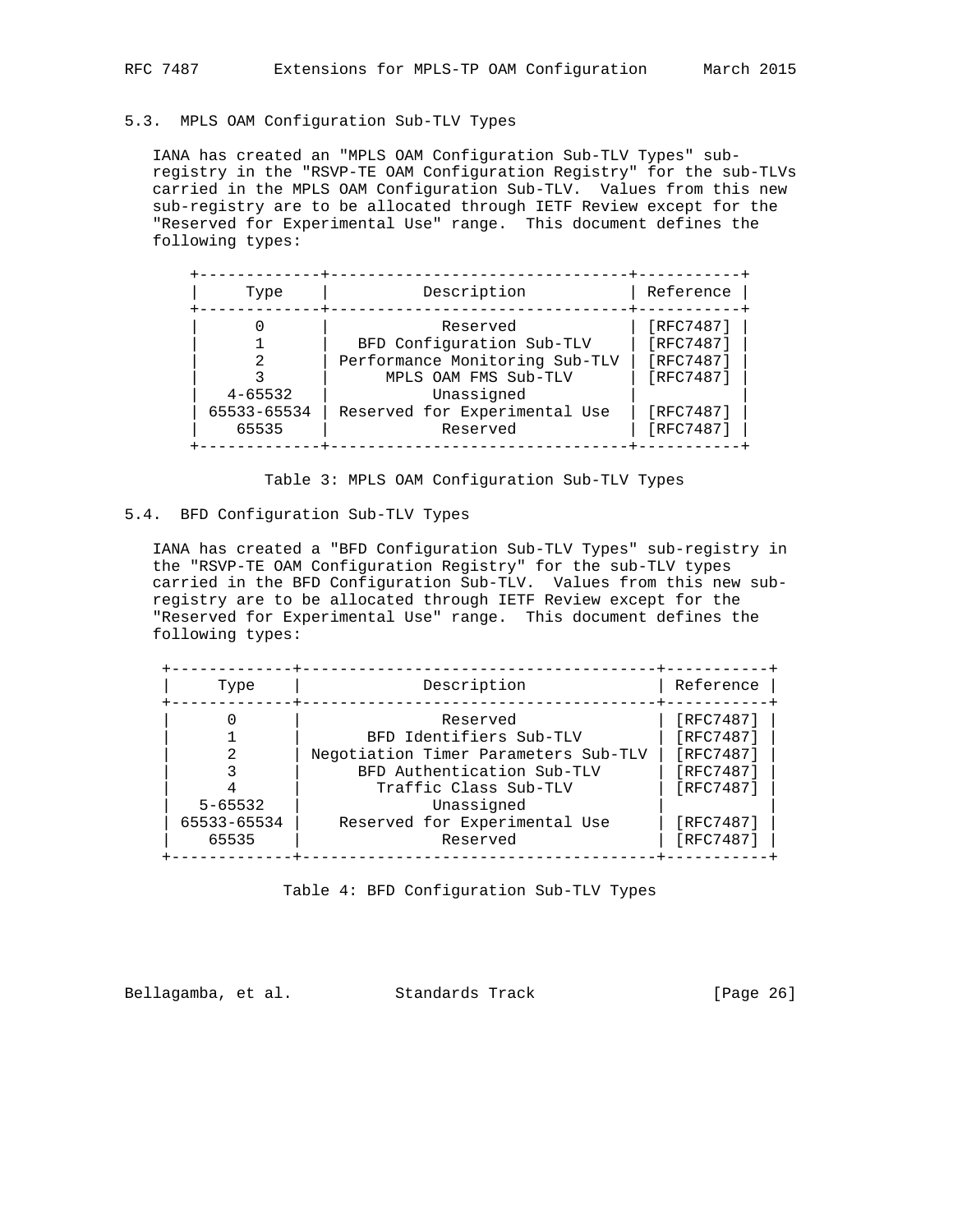### 5.3. MPLS OAM Configuration Sub-TLV Types

IANA has created an "MPLS OAM Configuration Sub-TLV Types" sub-registry in the "RSVP-TE OAM Configuration Registry" for the sub-TLVs carried in the MPLS OAM Configuration Sub-TLV. Values from this new sub-registry are to be allocated through IETF Review except for the "Reserved for Experimental Use" range. This document defines the following types:

| Type | Description | Reference |
|---|---|---|
| 0 | Reserved | [RFC7487] |
| 1 | BFD Configuration Sub-TLV | [RFC7487] |
| 2 | Performance Monitoring Sub-TLV | [RFC7487] |
| 3 | MPLS OAM FMS Sub-TLV | [RFC7487] |
| 4-65532 | Unassigned | |
| 65533-65534 | Reserved for Experimental Use | [RFC7487] |
| 65535 | Reserved | [RFC7487] |

Table 3: MPLS OAM Configuration Sub-TLV Types

### 5.4. BFD Configuration Sub-TLV Types

IANA has created a "BFD Configuration Sub-TLV Types" sub-registry in the "RSVP-TE OAM Configuration Registry" for the sub-TLV types carried in the BFD Configuration Sub-TLV. Values from this new sub-registry are to be allocated through IETF Review except for the "Reserved for Experimental Use" range. This document defines the following types:

| Type | Description | Reference |
|---|---|---|
| 0 | Reserved | [RFC7487] |
| 1 | BFD Identifiers Sub-TLV | [RFC7487] |
| 2 | Negotiation Timer Parameters Sub-TLV | [RFC7487] |
| 3 | BFD Authentication Sub-TLV | [RFC7487] |
| 4 | Traffic Class Sub-TLV | [RFC7487] |
| 5-65532 | Unassigned | |
| 65533-65534 | Reserved for Experimental Use | [RFC7487] |
| 65535 | Reserved | [RFC7487] |

Table 4: BFD Configuration Sub-TLV Types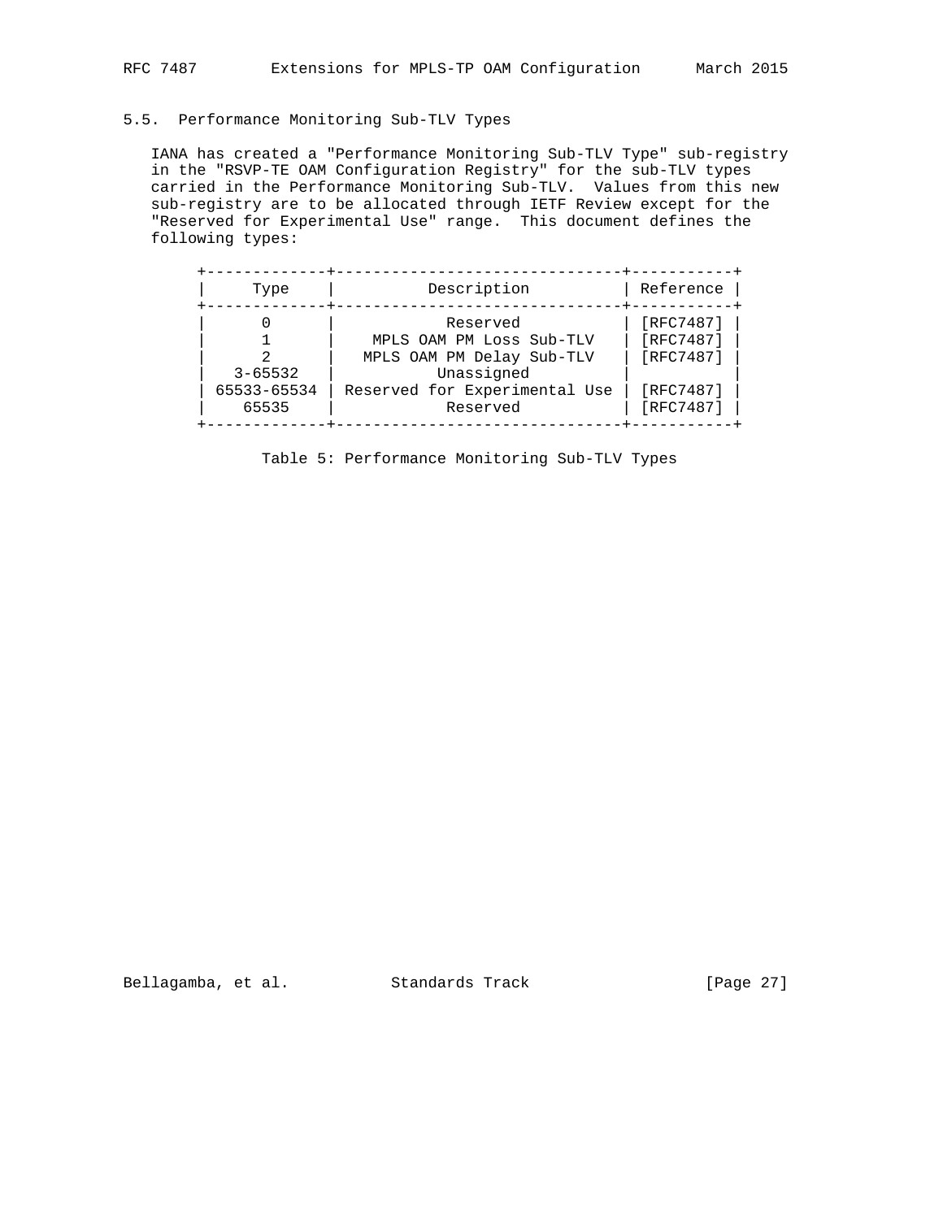### 5.5. Performance Monitoring Sub-TLV Types

IANA has created a "Performance Monitoring Sub-TLV Type" sub-registry in the "RSVP-TE OAM Configuration Registry" for the sub-TLV types carried in the Performance Monitoring Sub-TLV. Values from this new sub-registry are to be allocated through IETF Review except for the "Reserved for Experimental Use" range. This document defines the following types:

| Type | Description | Reference |
|---|---|---|
| 0 | Reserved | [RFC7487] |
| 1 | MPLS OAM PM Loss Sub-TLV | [RFC7487] |
| 2 | MPLS OAM PM Delay Sub-TLV | [RFC7487] |
| 3-65532 | Unassigned | |
| 65533-65534 | Reserved for Experimental Use | [RFC7487] |
| 65535 | Reserved | [RFC7487] |

Table 5: Performance Monitoring Sub-TLV Types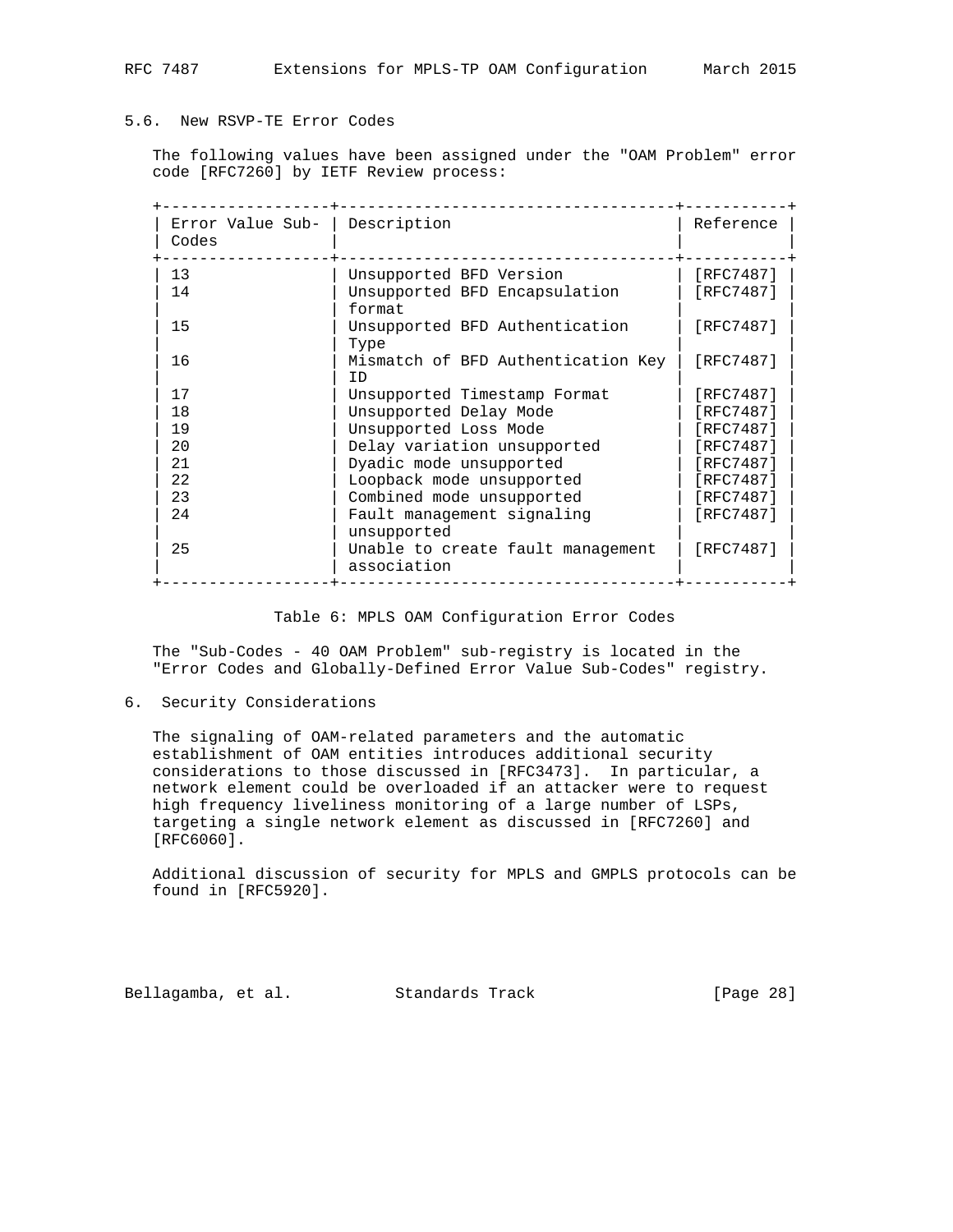## 5.6. New RSVP-TE Error Codes

The following values have been assigned under the "OAM Problem" error code [RFC7260] by IETF Review process:

| Error Value Sub-Codes | Description | Reference |
|---|---|---|
| 13 | Unsupported BFD Version | [RFC7487] |
| 14 | Unsupported BFD Encapsulation format | [RFC7487] |
| 15 | Unsupported BFD Authentication Type | [RFC7487] |
| 16 | Mismatch of BFD Authentication Key ID | [RFC7487] |
| 17 | Unsupported Timestamp Format | [RFC7487] |
| 18 | Unsupported Delay Mode | [RFC7487] |
| 19 | Unsupported Loss Mode | [RFC7487] |
| 20 | Delay variation unsupported | [RFC7487] |
| 21 | Dyadic mode unsupported | [RFC7487] |
| 22 | Loopback mode unsupported | [RFC7487] |
| 23 | Combined mode unsupported | [RFC7487] |
| 24 | Fault management signaling unsupported | [RFC7487] |
| 25 | Unable to create fault management association | [RFC7487] |

Table 6: MPLS OAM Configuration Error Codes

The "Sub-Codes - 40 OAM Problem" sub-registry is located in the "Error Codes and Globally-Defined Error Value Sub-Codes" registry.

# 6. Security Considerations

The signaling of OAM-related parameters and the automatic establishment of OAM entities introduces additional security considerations to those discussed in [RFC3473]. In particular, a network element could be overloaded if an attacker were to request high frequency liveliness monitoring of a large number of LSPs, targeting a single network element as discussed in [RFC7260] and [RFC6060].

Additional discussion of security for MPLS and GMPLS protocols can be found in [RFC5920].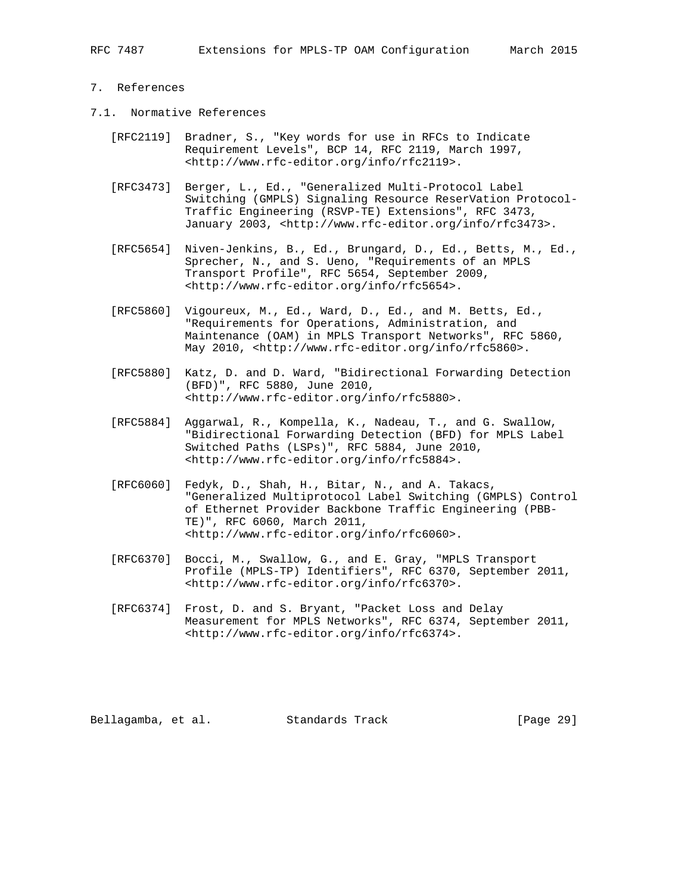## 7. References

### 7.1. Normative References

[RFC2119] Bradner, S., "Key words for use in RFCs to Indicate Requirement Levels", BCP 14, RFC 2119, March 1997, <http://www.rfc-editor.org/info/rfc2119>.

[RFC3473] Berger, L., Ed., "Generalized Multi-Protocol Label Switching (GMPLS) Signaling Resource ReserVation Protocol-Traffic Engineering (RSVP-TE) Extensions", RFC 3473, January 2003, <http://www.rfc-editor.org/info/rfc3473>.

[RFC5654] Niven-Jenkins, B., Ed., Brungard, D., Ed., Betts, M., Ed., Sprecher, N., and S. Ueno, "Requirements of an MPLS Transport Profile", RFC 5654, September 2009, <http://www.rfc-editor.org/info/rfc5654>.

[RFC5860] Vigoureux, M., Ed., Ward, D., Ed., and M. Betts, Ed., "Requirements for Operations, Administration, and Maintenance (OAM) in MPLS Transport Networks", RFC 5860, May 2010, <http://www.rfc-editor.org/info/rfc5860>.

[RFC5880] Katz, D. and D. Ward, "Bidirectional Forwarding Detection (BFD)", RFC 5880, June 2010, <http://www.rfc-editor.org/info/rfc5880>.

[RFC5884] Aggarwal, R., Kompella, K., Nadeau, T., and G. Swallow, "Bidirectional Forwarding Detection (BFD) for MPLS Label Switched Paths (LSPs)", RFC 5884, June 2010, <http://www.rfc-editor.org/info/rfc5884>.

[RFC6060] Fedyk, D., Shah, H., Bitar, N., and A. Takacs, "Generalized Multiprotocol Label Switching (GMPLS) Control of Ethernet Provider Backbone Traffic Engineering (PBB-TE)", RFC 6060, March 2011, <http://www.rfc-editor.org/info/rfc6060>.

[RFC6370] Bocci, M., Swallow, G., and E. Gray, "MPLS Transport Profile (MPLS-TP) Identifiers", RFC 6370, September 2011, <http://www.rfc-editor.org/info/rfc6370>.

[RFC6374] Frost, D. and S. Bryant, "Packet Loss and Delay Measurement for MPLS Networks", RFC 6374, September 2011, <http://www.rfc-editor.org/info/rfc6374>.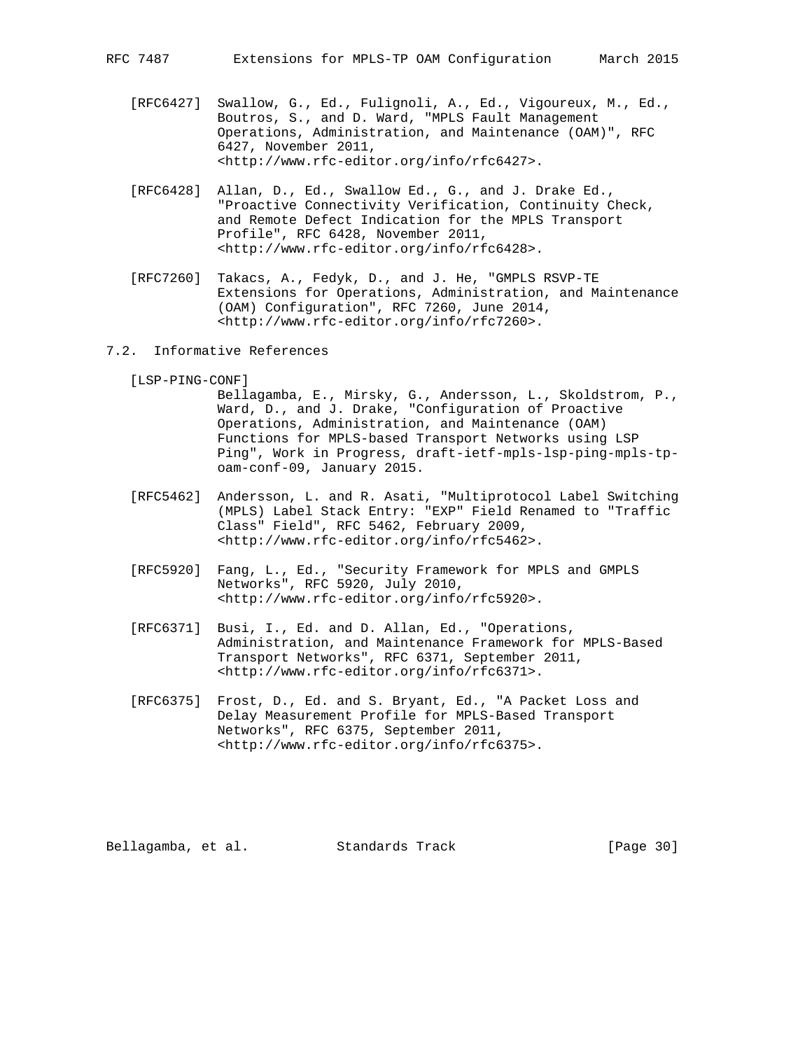[RFC6427] Swallow, G., Ed., Fulignoli, A., Ed., Vigoureux, M., Ed., Boutros, S., and D. Ward, "MPLS Fault Management Operations, Administration, and Maintenance (OAM)", RFC 6427, November 2011, <http://www.rfc-editor.org/info/rfc6427>.

[RFC6428] Allan, D., Ed., Swallow Ed., G., and J. Drake Ed., "Proactive Connectivity Verification, Continuity Check, and Remote Defect Indication for the MPLS Transport Profile", RFC 6428, November 2011, <http://www.rfc-editor.org/info/rfc6428>.

[RFC7260] Takacs, A., Fedyk, D., and J. He, "GMPLS RSVP-TE Extensions for Operations, Administration, and Maintenance (OAM) Configuration", RFC 7260, June 2014, <http://www.rfc-editor.org/info/rfc7260>.

## 7.2. Informative References

[LSP-PING-CONF]
Bellagamba, E., Mirsky, G., Andersson, L., Skoldstrom, P., Ward, D., and J. Drake, "Configuration of Proactive Operations, Administration, and Maintenance (OAM) Functions for MPLS-based Transport Networks using LSP Ping", Work in Progress, draft-ietf-mpls-lsp-ping-mpls-tp-oam-conf-09, January 2015.

[RFC5462] Andersson, L. and R. Asati, "Multiprotocol Label Switching (MPLS) Label Stack Entry: "EXP" Field Renamed to "Traffic Class" Field", RFC 5462, February 2009, <http://www.rfc-editor.org/info/rfc5462>.

[RFC5920] Fang, L., Ed., "Security Framework for MPLS and GMPLS Networks", RFC 5920, July 2010, <http://www.rfc-editor.org/info/rfc5920>.

[RFC6371] Busi, I., Ed. and D. Allan, Ed., "Operations, Administration, and Maintenance Framework for MPLS-Based Transport Networks", RFC 6371, September 2011, <http://www.rfc-editor.org/info/rfc6371>.

[RFC6375] Frost, D., Ed. and S. Bryant, Ed., "A Packet Loss and Delay Measurement Profile for MPLS-Based Transport Networks", RFC 6375, September 2011, <http://www.rfc-editor.org/info/rfc6375>.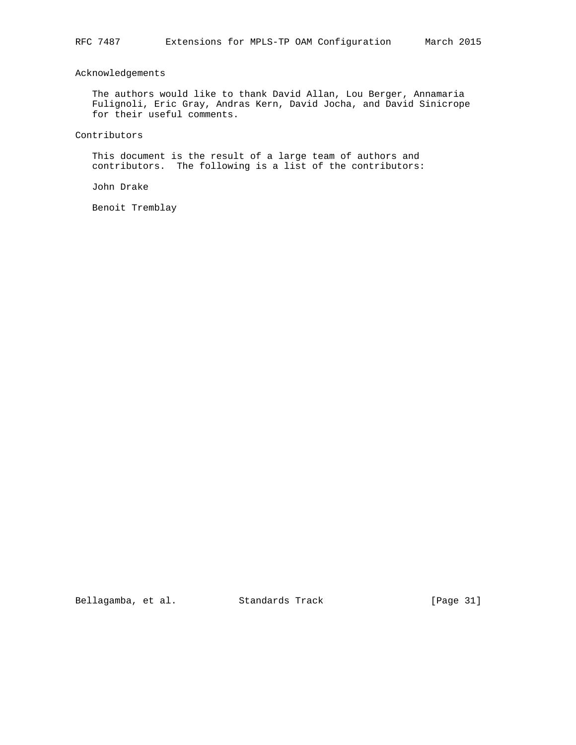## Acknowledgements

The authors would like to thank David Allan, Lou Berger, Annamaria Fulignoli, Eric Gray, Andras Kern, David Jocha, and David Sinicrope for their useful comments.

## Contributors

This document is the result of a large team of authors and contributors. The following is a list of the contributors:

John Drake

Benoit Tremblay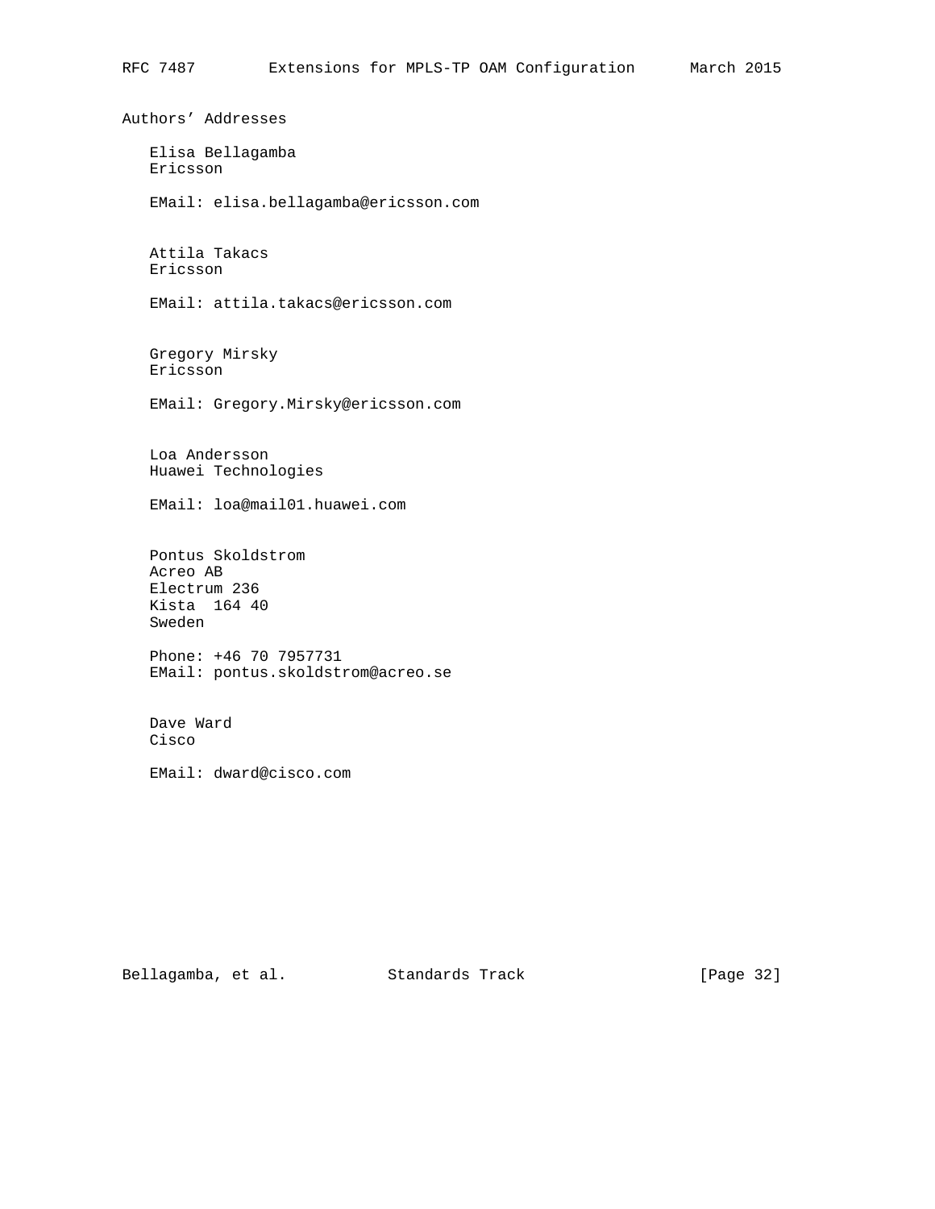## Authors' Addresses

Elisa Bellagamba
Ericsson

EMail: elisa.bellagamba@ericsson.com

Attila Takacs
Ericsson

EMail: attila.takacs@ericsson.com

Gregory Mirsky
Ericsson

EMail: Gregory.Mirsky@ericsson.com

Loa Andersson
Huawei Technologies

EMail: loa@mail01.huawei.com

Pontus Skoldstrom
Acreo AB
Electrum 236
Kista  164 40
Sweden

Phone: +46 70 7957731
EMail: pontus.skoldstrom@acreo.se

Dave Ward
Cisco

EMail: dward@cisco.com